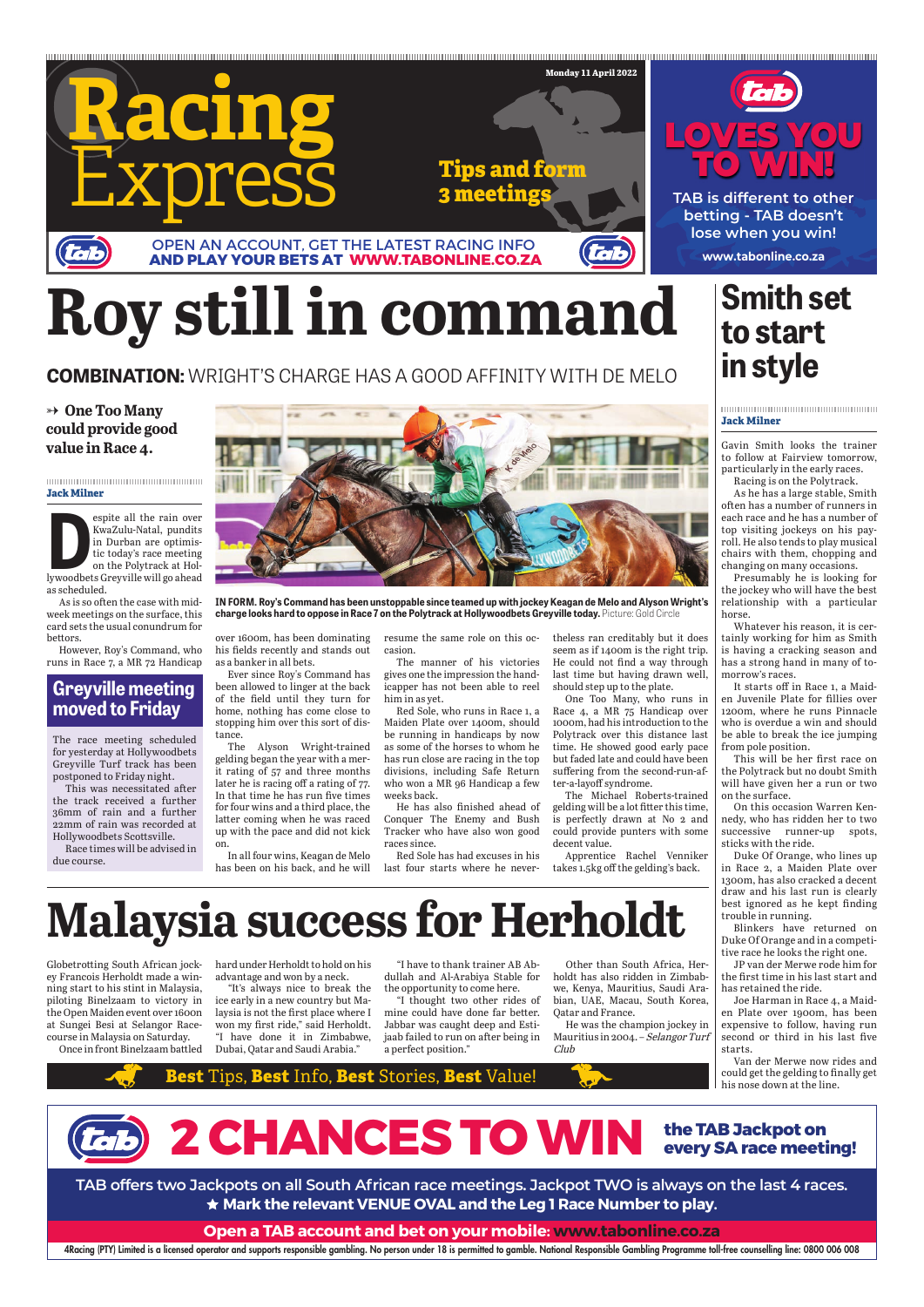# Racing Express

Monday 11 April 2022

Tips and form 3 meetings

OPEN AN ACCOUNT, GET THE LATEST RACING INFO AND PLAY YOUR BETS AT WWW.TABONLINE.CO.ZA

**LOVES YOU TO WIN!**

TAB is different to other betting - TAB doesn't lose when you win!

www.tabonline.co.za

# Roy still in command

## COMBINATION: WRIGHT'S CHARGE HAS A GOOD AFFINITY WITH DE MELO

**One Too Many could provide good value in Race 4.**

**Jack Milner**

Despite all the rain over KwaZulu-Natal, pundits in Durban are optimistic today's race meeting on the Polytrack at Hollywoodbets Greyville will go ahead as scheduled.

As is so often the case with midweek meetings on the surface, this card sets the usual conundrum for bettors.

However, Roy's Command, who runs in Race 7, a MR 72 Handicap over 1600m, has been dominating his fields recently and stands out as a banker in all bets.

Ever since Roy's Command has been allowed to linger at the back of the field until they turn for home, nothing has come close to stopping him over this sort of distance.

The Alyson Wright-trained gelding began the year with a merit rating of 57 and three months later he is racing off a rating of 77. In that time he has run five times for four wins and a third place, the latter coming when he was raced up with the pace and did not kick on.

In all four wins, Keagan de Melo has been on his back, and he will resume the same role on this occasion.

The manner of his victories gives one the impression the handicapper has not been able to reel him in as yet.

Red Sole, who runs in Race 1, a Maiden Plate over 1400m, should be running in handicaps by now as some of the horses to whom he has run close are racing in the top divisions, including Safe Return who won a MR 96 Handicap a few weeks back.

He has also finished ahead of Conquer The Enemy and Bush Tracker who have also won good races since.

Red Sole has had excuses in his last four starts where he nevertheless ran creditably but it does seem as if 1400m is the right trip. He could not find a way through last time but having drawn well, should step up to the plate.

One Too Many, who runs in Race 4, a MR 75 Handicap over 1000m, had his introduction to the Polytrack over this distance last time. He showed good early pace but faded late and could have been suffering from the second-run-after-a-layoff syndrome.

The Michael Roberts-trained gelding will be a lot fitter this time, is perfectly drawn at No 2 and could provide punters with some decent value.

Apprentice Rachel Venniker takes 1,5kg off the gelding's back.

IN FORM. Roy's Command has been unstoppable since teamed up with jockey Keagan de Melo and Alyson Wright's charge looks hard to oppose in Race 7 on the Polytrack at Hollywoodbets Greyville today. Picture: Gold Circle

### Greyville meeting moved to Friday

The race meeting scheduled for yesterday at Hollywoodbets Greyville Turf track has been postponed to Friday night.

This was necessitated after the track received a further 36mm of rain and a further 22mm of rain was recorded at Hollywoodbets Scottsville.

Race times will be advised in due course.

# Smith set to start in style

**Jack Milner**

Gavin Smith looks the trainer to follow at Fairview tomorrow, particularly in the early races.

Racing is on the Polytrack.

As he has a large stable, Smith often has a number of runners in each race and he has a number of top visiting jockeys on his payroll. He also tends to play musical chairs with them, chopping and changing on many occasions.

Presumably he is looking for the jockey who will have the best relationship with a particular horse.

Whatever his reason, it is certainly working for him as Smith is having a cracking season and has a strong hand in many of tomorrow's races.

It starts off in Race 1, a Maiden Juvenile Plate for fillies over 1200m, where he runs Pinnacle who is overdue a win and should be able to break the ice jumping from pole position.

This will be her first race on the Polytrack but no doubt Smith will have given her a run or two on the surface.

On this occasion Warren Kennedy, who has ridden her to two successive runner-up spots, sticks with the ride.

Duke Of Orange, who lines up in Race 2, a Maiden Plate over 1300m, has also cracked a decent draw and his last run is clearly best ignored as he kept finding trouble in running.

Blinkers have returned on Duke Of Orange and in a competitive race he looks the right one.

JP van der Merwe rode him for the first time in his last start and has retained the ride.

Joe Harman in Race 4, a Maiden Plate over 1900m, has been expensive to follow, having run second or third in his last five starts.

Van der Merwe now rides and could get the gelding to finally get his nose down at the line.

# Malaysia success for Herholdt

Globetrotting South African jockey Francis Herholdt made a winning start to his stint in Malaysia, piloting Binelzaam to victory in the Open Maiden event over 1600m at Sungei Besi at Selangor Racecourse in Malaysia on Saturday.

Once in front Binelzaam battled hard under Herholdt to hold on his advantage and won by a neck.

"It's always nice to break the ice early in a new country but Malaysia is not the first place where I won my first ride," said Herholdt. "I have done it in Zimbabwe, Dubai, Qatar and Saudi Arabia."

"I have to thank trainer AB Abdullah and Al-Arabiya Stable for the opportunity to come here.

"I thought two other rides of mine could have done far better. Jabbar was caught deep and Estijaab failed to run on after being in a perfect position."

Other than South Africa, Herholdt has also ridden in Zimbabwe, Kenya, Mauritius, Saudi Arabian, UAE, Macau, South Korea, Qatar and France.

He was the champion jockey in Mauritius in 2004. – *Selangor Turf Club*

**Best** Tips, **Best** Info, **Best** Stories, **Best** Value!

**2 CHANCES TO WIN** the TAB Jackpot on every SA race meeting!

TAB offers two Jackpots on all South African race meetings. Jackpot TWO is always on the last 4 races.
★ Mark the relevant VENUE OVAL and the Leg 1 Race Number to play.

Open a TAB account and bet on your mobile: www.tabonline.co.za

4Racing (PTY) Limited is a licensed operator and supports responsible gambling. No person under 18 is permitted to gamble. National Responsible Gambling Programme toll-free counselling line: 0800 006 008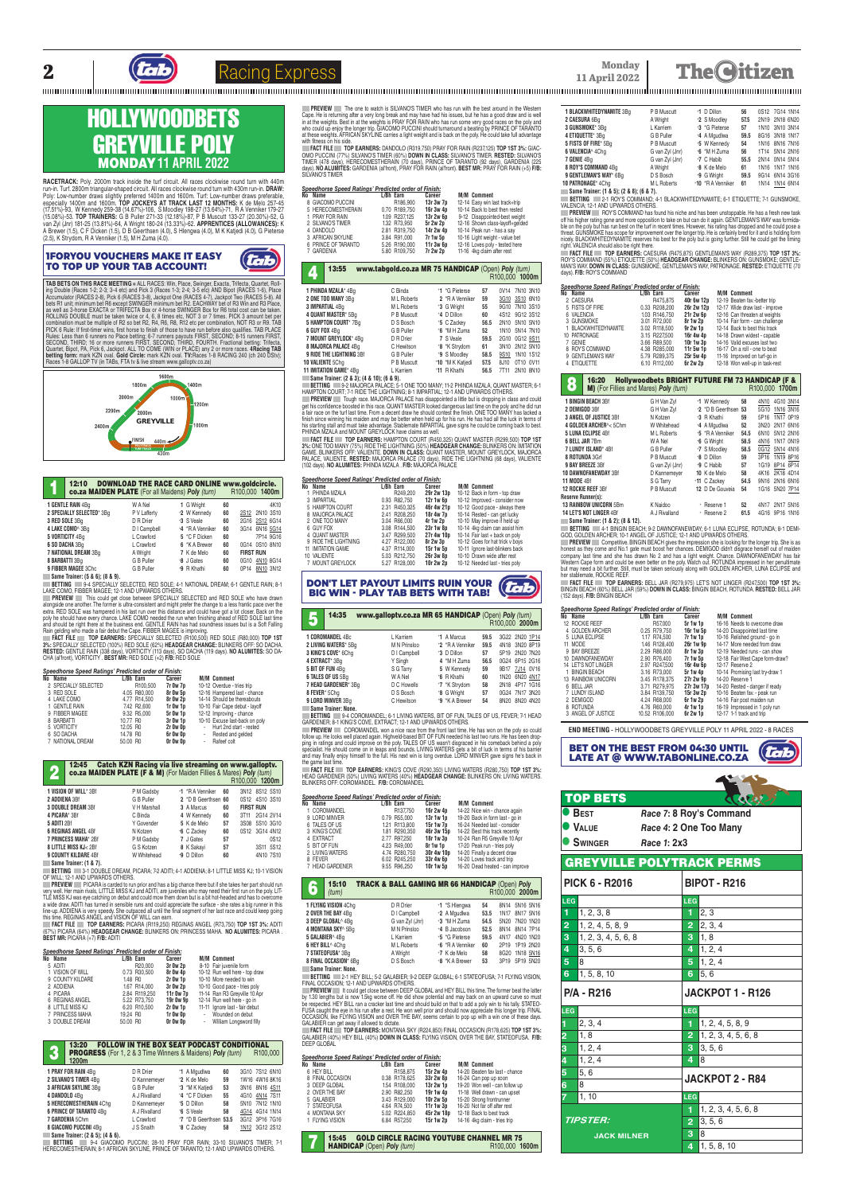# HOLLYWOODBETS GREYVILLE POLY

## MONDAY 11 APRIL 2022

**RACETRACK:** Poly. 2000m track inside the turf circuit. All races clockwise round turn with 440m run-in. Turf: 2800m triangular-shaped circuit. All races clockwise round turn with 430m run-in. **DRAW:** Poly: Low-number draws slightly preferred 1400m and 1600m. Turf: Low-number draws preferable, especially 1400m and 1600m. **TOP JOCKEYS AT TRACK LAST 12 MONTHS:** K de Melo 257-45 (17.51%)-93, W Kennedy 259-38 (14.67%)-106, S Moodley 198-27 (13.64%)-71, R A Vennikker 179-27 (15.08%)-53. **TOP TRAINERS:** G B Puller 271-33 (12.18%)-87, P B Muscutt 133-27 (20.30%)-52, G van Zyl (Jnr) 181-25 (13.81%)-64, A Wright 180-24 (13.33%)-62. **APPRENTICES (ALLOWANCES):** K A Brewer (1.5), C F Dicken (1.5), D B Geerthsen (4.0), S Hlengwa (4.0), M K Katjedi (4.0), G Pieterse (2.5), K Strydom, R A Vennikker (1.5), M H Zuma (4.0).

### 1FORYOU VOUCHERS MAKE IT EASY TO TOP UP YOUR TAB ACCOUNT!

**TAB BETS ON THIS RACE MEETING ►** ALL RACES: Win, Place, Swinger, Exacta, Trifecta, Quartet, Rolling Double (Races 1-2; 2-3; 3-4 etc) and Pick 3 (Races 1-3; 2-4; 3-5 etc) AND Bipot (RACES 1-6), Place Accumulator (RACES 2-8), Pick 6 (RACES 3-8), Jackpot One (RACES 4-7), Jackpot Two (RACES 5-8). All bets R1 unit; minimum bet R6 except SWINGER minimum bet R2. EACHWAY bet of R3 Win and R3 Place, as well as 3-horse EXACTA or TRIFECTA Box or 4-horse SWINGER Box for R6 total cost can be taken. ROLLING DOUBLE must be taken twice or 4, 6, 8 times etc, NOT 3 or 7 times. PICK 3 amount bet per combination must be multiple of R2 so bet R2, R4, R6, R8, R12 etc per combination, NOT R3 or R9. TAB PICK 6 Rule: If first-timer wins, first horse to finish of those to have run before also qualifies. TAB PLACE Rules: Less than 6 runners no Place betting; 6-7 runners payouts FIRST, SECOND; 8-15 runners FIRST, SECOND, THIRD; 16 or more runners FIRST, SECOND, THIRD, FOURTH. Fractional betting: Trifecta, Quartet, Bipot, PA, Pick 6, Jackpot. ALL TO COME (WIN or PLACE) any 2 or more races. **4Racing TAB betting form:** Grid Circle: mark KZN oval. **Gold Circle:** mark KZN oval. **TVRaces 1-8 RACING 240 (ch 240 DStv); Races 1-8 GALLOP TV (in TABs, FTA tv & live stream www.gallop tv.co.za)**

| 1 | 12:10 DOWNLOAD THE RACE CARD ONLINE www.goldcircle.co.za MAIDEN PLATE (For all Maidens) Poly (turn) | | | R100,000 1400m |
|---|---|---|---|---|
| 1 GENTLE RAIN 4Bg | W A Nel | 1 G Wright | 60 | 4K10 |
| 2 SPECIALLY SELECTED* 3Bg | P V Lafferty | 2 W Kennedy | 60 | 2S12 2N10 3S10 |
| 3 RED SOLE 3Bg | D R Drier | 3 S Veale | 60 | 2G16 2S12 6G14 |
| 4 LAKE COMO* 3Bg | D I Campbell | 4 *R A Vennikker | 60 | 3G14 8N16 5G14 |
| 5 VORTICITY 4Bg | L Crawford | 5 *C F Dicken | 60 | 7P14 9G16 |
| 6 SO DACHA 3Bg | L Crawford | 6 *K A Brewer | 60 | 0G14 5S10 8N10 |
| 7 NATIONAL DREAM 3Bg | A Wright | 7 K de Melo | 60 | FIRST RUN |
| 8 BARBATTI 3Bg | G B Puller | 8 J Gates | 60 | 0G10 4N10 8G14 |
| 9 FIBBER MAGEE 3Chc | G B Puller | 9 R Khathi | 60 | 0P14 8N10 3N12 |

**Same Trainer: (5 & 6); (8 & 9).**

**BETTING** 9-4 SPECIALLY SELECTED, RED SOLE; 4-1 NATIONAL DREAM; 6-1 GENTLE RAIN; 8-1 LAKE COMO, FIBBER MAGEE; 12-1 AND UPWARDS OTHERS.

**PREVIEW** This could get close between SPECIALLY SELECTED and RED SOLE who have drawn alongside one another. The former is ultra-consistent and might prefer the change to a less frantic pace over the extra. RED SOLE was hampered in his last run over this distance and could have got a lot closer. Back on the poly he should have every chance. LAKE COMO needed the run when finishing ahead of RED SOLE last time and should be right there at the business end. GENTLE RAIN has had soundness issues but is a Soft Falling Rain gelding who made a fair debut the Cape. FIBBER MAGEE is improving.

**FACT FILE** **TOP EARNERS:** SPECIALLY SELECTED (R100,500) RED SOLE (R80,000) **TOP 1ST 3%:** SPECIALLY SELECTED (100%) RED SOLE (62%) **HEADGEAR CHANGE:** BLINKERS OFF: SO DACHA. **RESTED:** GENTLE RAIN (338 days), VORTICITY (113 days), SO DACHA (119 days). **NO ALUMNITES:** SO DACHA (all'ront), VORTICITY. **BEST MR:** RED SOLE (+2) **F/B:** RED SOLE

*Speedhorse Speed Ratings' Predicted order of Finish:*

| No | Name | L/Bh | Earn | Career | M/M | Comment |
|---|---|---|---|---|---|---|
| 2 | SPECIALLY SELECTED | | R100,500 | 7r 0w 7p | 10-12 | Overdue - tries trip |
| 3 | RED SOLE | 4.05 | R80,000 | 8r 0w 5p | 12-16 | Hampered last - chance |
| 4 | LAKE COMO | 4.77 | R14,500 | 8r 0w 2p | 14-14 | Should be thereabouts |
| 1 | GENTLE RAIN | 7.42 | R2,600 | 1r 0w 1p | 10-10 | Fair Cape debut - layoff |
| 9 | FIBBER MAGEE | 9.32 | R5,000 | 5r 0w 1p | 12-12 | Improving - chance |
| 8 | BARBATTI | 10.77 | R0 | 3r 0w 1p | 10-16 | Excuse last-back on poly |
| 5 | VORTICITY | 12.05 | R0 | 2r 0w 0p | - | Hurt 2nd start - rested |
| 6 | SO DACHA | 14.78 | R0 | 6r 0w 0p | - | Rested and gelded |
| 7 | NATIONAL DREAM | 50.00 | R0 | 0r 0w 0p | - | Rafeef colt |

| 2 | 12:45 Catch KZN Racing via live streaming on www.gallop tv.co.za MAIDEN PLATE (F & M) (For Maiden Fillies & Mares) Poly (turn) | | | R100,000 1200m |
|---|---|---|---|---|
| 1 VISION OF WILL* 3Bf | P M Gadsby | 1 *R A Vennikker | 60 | 3N12 8S12 5S10 |
| 2 ADDIENA 3Bf | G B Puller | 2 *D B Geerthsen | 60 | 0S12 4G10 3S10 |
| 3 DOUBLE DREAM 3Bf | V H Marshall | 3 A Marcus | 60 | FIRST RUN |
| 4 PICARA* 3Bf | C Binda | 4 W Kennedy | 60 | 3T11 2G14 2V14 |
| 5 ADITI 2Bf | Y Govender | 5 K de Melo | 57 | 3S08 5S10 3G10 |
| 6 REGINAS ANGEL 4Bf | N Kotzen | 6 Z Cackey | 60 | 0S12 3G14 4N12 |
| 7 PRINCESS MAHA* 2Bf | P M Gadsby | 7 J Gates | 57 | 0S12 |
| 8 LITTLE MISS KJ* 2Bf | G S Kotzen | 8 K Sakayi | 57 | 3S11 5S12 |
| 9 COUNTY KILDARE 4Bf | W Whitehead | 9 D Dillon | 60 | 4N10 7S10 |

**Same Trainer: (1 & 7).**

**BETTING** 3-1 DOUBLE DREAM, PICARA; 7-2 ADITI; 4-1 ADDIENA; 8-1 LITTLE MISS KJ; 10-1 VISION OF WILL; 12-1 AND UPWARDS OTHERS.

**PREVIEW** PICARA is carded to run prior and has a big chance there but if she takes her part should run very well. Her main rivals, LITTLE MISS KJ and ADITI, are juveniles who may need their first run on the poly. LITTLE MISS KJ was eye catching on debut and could mow them down but is a bit hot-headed and has to overcome a wide draw. ADITI has turned in sensible runs and could appreciate the surface - she rates a big runner in this line-up. ADDIENA is very speedy. She outpaced all until the final furlong of her last race and could keep going this time. REGINAS ANGEL and VISION OF WILL can earn.

**FACT FILE** **TOP EARNERS:** PICARA (R119,250) REGINAS ANGEL (R73,750) **TOP 1ST 3%:** ADITI (67%) PICARA (64%) **HEADGEAR CHANGE:** BLINKERS ON: PRINCESS MAHA. **NO ALUMNITES:** PICARA . **BEST MR:** PICARA (+7) **F/B:** ADITI

*Speedhorse Speed Ratings' Predicted order of Finish:*

| No | Name | L/Bh | Earn | Career | M/M | Comment |
|---|---|---|---|---|---|---|
| 5 | ADITI | | R20,000 | 3r 0w 2p | 8-10 | Fair juvenile form |
| 1 | VISION OF WILL | 0.73 | R30,500 | 8r 0w 4p | 10-12 | Run well here - top draw |
| 9 | COUNTY KILDARE | 1.48 | R0 | 2r 0w 1p | 10-10 | More needed to win |
| 2 | ADDIENA | 1.67 | R14,000 | 3r 0w 2p | 10-10 | Good pace - tries poly |
| 4 | PICARA | 2.84 | R119,250 | 11r 0w 7p | 11-14 | Ran R3 Greyville 10 Apr |
| 6 | REGINAS ANGEL | 5.22 | R73,750 | 19r 0w 5p | 12-14 | Run well here - go in |
| 8 | LITTLE MISS KJ | 6.20 | R10,500 | 2r 0w 1p | 11-11 | Ignore last - fair debut |
| 7 | PRINCESS MAHA | 19.24 | R0 | 1r 0w 0p | - | Wounded on debut |
| 3 | DOUBLE DREAM | 50.00 | R0 | 0r 0w 0p | - | William Longsword filly |

| 3 | 13:20 FOLLOW IN THE BOX SEAT PODCAST CONDITIONAL PROGRESS (For 1, 2 & 3 Time Winners & Maidens) Poly (turn) 1200m | | | R100,000 |
|---|---|---|---|---|
| 1 PRAY FOR RAIN 4Bg | D R Drier | 1 A Mgudlwa | 60 | 3G10 7S12 6N10 |
| 2 SILVANO'S TIMER 4Bg | D Kannemeyer | 2 K de Melo | 59 | 1W16 4W16 8K16 |
| 3 AFRICAN SKYLINE 3Bg | G B Puller | 3 *M K Katjedi | 53 | 3N16 8N16 4S11 |
| 4 DANDOLO 4Bg | A J Fivelland | 4 *C F Dicken | 55 | 4G10 4N14 7S11 |
| 5 HERECOMESTHERAIN 4Chg | D Kannemeyer | 5 D Dillon | 53 | 5N10 7N12 1N10 |
| 6 PRINCE OF TARANTO 4Bg | A J Fivelland | 6 S Veale | 58 | 4G14 4G14 1N14 |
| 7 GARDENIA 5Chm | L Crawford | 7 *D B Geerthsen 53.5 | | 3G12 3P16 7G16 |
| 8 GIACOMO PUCCINI 4Bg | J S Smith | 8 C Zackey | 58 | 1N12 3G12 2S12 |

**Same Trainer: (2 & 5); (4 & 6).**

**BETTING** 9-4 GIACOMO PUCCINI; 28-10 PRAY FOR RAIN; 33-10 SILVANO'S TIMER; 7-1 HERECOMESTHERAIN; 8-1 AFRICAN SKYLINE, PRINCE OF TARANTO; 12-1 AND UPWARDS OTHERS.

**PREVIEW** The one to watch is SILVANO'S TIMER who has run with the best around in the Western Cape. He is returning after a very long break and may have had his issues, but he has a good draw and is well in at the weights. Best in at the weights is PRAY FOR RAIN who has run some very good races on the poly and who could up enjoy the longer trip. GIACOMO PUCCINI should turnaround a beating by PRINCE OF TARANTO at these weights. AFRICAN SKYLINE carries a light weight and is back on the poly. He could take full advantage with fitness on his side.

**FACT FILE** **TOP EARNERS:** DANDOLO (R319,750) PRAY FOR RAIN (R237,125) **TOP 1ST 3%:** GIACOMO PUCCINI (77%) SILVANO'S TIMER (60%) **DOWN IN CLASS:** SILVANO'S TIMER. **RESTED:** SILVANO'S TIMER (478 days), HERECOMESTHERAIN (70 days), PRINCE OF TARANTO (92 days), GARDENIA (225 days). **NO ALUMNITES:** GARDENIA (all'ront), PRAY FOR RAIN (all'ront). **BEST MR:** PRAY FOR RAIN (+5) **F/B:** SILVANO'S TIMER

*Speedhorse Speed Ratings' Predicted order of Finish:*

| No | Name | L/Bh | Earn | Career | M/M | Comment |
|---|---|---|---|---|---|---|
| 8 | GIACOMO PUCCINI | | R186,900 | 13r 3w 7p | 12-14 | Easy win last track+trip |
| 5 | HERECOMESTHERAIN | 0.70 | R189,750 | 19r 3w 4p | 10-14 | Back to best then rested |
| 1 | PRAY FOR RAIN | 1.09 | R237,125 | 13r 2w 6p | 9-12 | Disappointed-best weight |
| 2 | SILVANO'S TIMER | 1.32 | R73,950 | 5r 2w 2p | 12-16 | Shown class-layoff-gelded |
| 4 | DANDOLO | 2.81 | R319,750 | 14r 2w 4p | 10-14 | Peak run - has a say |
| 3 | AFRICAN SKYLINE | 3.84 | R91,000 | 7r 1w 5p | 10-16 | Light weight - value bet |
| 6 | PRINCE OF TARANTO | 5.26 | R190,000 | 11r 3w 6p | 12-16 | Loves poly - tested here |
| 7 | GARDENIA | 5.80 | R109,750 | 7r 2w 2p | 11-16 | 4kg claim after rest |

| 4 | 13:55 www.tabgold.co.za MR 75 HANDICAP (Open) Poly (turn) | | | R100,000 1000m |
|---|---|---|---|---|
| 1 PHINDA MZALA* 4Bg | C Binda | 1 *G Pieterse | 57 | 0V14 7N10 3N10 |
| 2 ONE TOO MANY 3Bg | M L Roberts | 2 *R A Vennikker | 59 | 3G10 3S10 8N10 |
| 3 IMPARTIAL 4Bg | M L Roberts | 3 G Wright | 55 | 9G10 7N10 3S10 |
| 4 QUANT MASTER* 5Bg | P B Muscutt | 4 D Dillon | 60 | 4S12 8G12 3S12 |
| 5 HAMPTON COURT* 7Bg | D S Bosch | 5 C Zackey | 58.5 | 2N10 5N10 0N10 |
| 6 GUY FOX 4Bg | G B Puller | 6 *M H Zuma | 52 | 1N10 5N14 7N10 |
| 7 MOUNT GREYLOCK* 4Bg | D R Drier | 7 S Veale | 59.5 | 2G10 0G12 9S11 |
| 8 MAJORCA PALACE 4Bg | C Hewitson | 8 *K Strydom | 61 | 3N10 2N12 5N10 |
| 9 RIDE THE LIGHTNING 3Bf | G B Puller | 9 S Moodley | 58.5 | 5S10 1N10 1S12 |
| 10 VALIENTE 5Chg | P B Muscutt | 10 *M K Katjedi | 57.5 | 8J10 0T10 0V11 |
| 11 IMITATION GAME* 4Bg | L Karriem | 11 R Khathi | 56.5 | 7T11 2N10 8N10 |

**Same Trainer: (2 & 3); (4 & 10); (6 & 9).**

**BETTING** 9-2 MAJORCA PALACE; 5-1 ONE TOO MANY; 11-2 PHINDA MZALA, QUANT MASTER; 6-1 HAMPTON COURT; 7-1 RIDE THE LIGHTNING; 8-1 IMPARTIAL; 12-1 AND UPWARDS OTHERS.

**PREVIEW** Tough race. MAJORCA PALACE has disappointed a little but is dropping in class and could get his confidence boosted in this race. QUANT MASTER looked dangerous last time on the poly and he did run a fair race on the turf last time. From a decent draw he should contest the finish. ONE TOO MANY has lacked a finish since winning his maiden and may be better when held up for his run. He has had all the luck in terms of his starting stall and must take advantage. Stablemate IMPARTIAL gave signs he could be coming back to best. PHINDA MZALA and MOUNT GREYLOCK have claims as well.

**FACT FILE** **TOP EARNERS:** HAMPTON COURT (R450,325) QUANT MASTER (R299,500) **TOP 1ST 3%:** ONE TOO MANY (75%) RIDE THE LIGHTNING (50%) **HEADGEAR CHANGE:** BLINKERS ON: IMITATION GAME. BLINKERS OFF: VALIENTE. **DOWN IN CLASS:** QUANT MASTER, MOUNT GREYLOCK, MAJORCA PALACE, VALIENTE. **RESTED:** MAJORCA PALACE (70 days), RIDE THE LIGHTNING (68 days), VALIENTE (102 days). **NO ALUMNITES:** PHINDA MZALA **F/B:** MAJORCA PALACE

*Speedhorse Speed Ratings' Predicted order of Finish:*

| No | Name | L/Bh | Earn | Career | M/M | Comment |
|---|---|---|---|---|---|---|
| 1 | PHINDA MZALA | | R249,200 | 29r 2w 13p | 10-12 | Back in form - top draw |
| 3 | IMPARTIAL | 0.93 | R82,750 | 12r 1w 6p | 10-12 | Improved - consider now |
| 5 | HAMPTON COURT | 2.31 | R450,325 | 46r 4w 21p | 10-12 | Good pace - always there |
| 8 | MAJORCA PALACE | 2.41 | R206,250 | 18r 4w 7p | 10-14 | Rested - can get lucky |
| 2 | ONE TOO MANY | 3.04 | R66,000 | 4r 1w 2p | 10-10 | May improve if held up |
| 6 | GUY FOX | 3.08 | R144,500 | 23r 1w 8p | 10-14 | 4kg claim can assist him |
| 4 | QUANT MASTER | 3.47 | R299,500 | 27r 4w 10p | 10-14 | Fair last + back on poly |
| 9 | RIDE THE LIGHTNING | 4.27 | R122,000 | 8r 2w 3p | 10-12 | Goes for hat trick v boys |
| 11 | IMITATION GAME | 4.37 | R114,000 | 15r 1w 5p | 10-11 | Ignore last-blinkers back |
| 10 | VALIENTE | 5.03 | R212,750 | 29r 3w 8p | 10-10 | Drawn wide after rest |
| 7 | MOUNT GREYLOCK | 5.27 | R128,000 | 10r 2w 2p | 10-12 | Needed last - tries poly |

### DON'T LET PAYOUT LIMITS RUIN YOUR BIG WIN - PLAY TAB BETS WITH TAB!

| 5 | 14:35 www.gallop tv.co.za MR 65 HANDICAP (Open) Poly (turn) | | | R100,000 2000m |
|---|---|---|---|---|
| 1 COROMANDEL 4Bc | L Karriem | 1 A Marcus | 59.5 | 3G22 2N20 1P16 |
| 2 LIVING WATERS* 5Bg | M N Prinsloo | 2 *R A Vennikker | 59.5 | 4N18 4N20 8N20 |
| 3 KING'S COVE* 6Chg | D I Campbell | 3 D Dillon | 57 | 5P19 2N20 7N20 |
| 4 EXTRACT* 3Bg | Y Singh | 4 *M H Zuma | 56.5 | 0G24 6P15 2G16 |
| 5 BIT OF FUN 4Bg | S G Tarry | 5 W Kennedy | 59 | 9B17 7J14 0V16 |
| 6 TALES OF US 3Bg | W A Nel | 6 R Khathi | 60 | 1N20 6N20 4N17 |
| 7 HEAD GARDENER* 3Bg | D C Howells | 7 *K Strydom | 58 | 2N18 4P17 1G16 |
| 8 FEVER* 5Chg | D S Bosch | 8 G Wright | 57 | 0G24 7N17 3N20 |
| 9 LORD WINVER 3Bg | C Hewitson | 9 *K A Brewer | 54 | 8N20 8N20 4N20 |

**Same Trainer: None.**

**BETTING** 9-4 COROMANDEL; 6-1 LIVING WATERS, BIT OF FUN, TALES OF US, FEVER; 7-1 HEAD GARDENER; 8-1 KING'S COVE, EXTRACT; 12-1 AND UPWARDS OTHERS.

**PREVIEW** COROMANDEL won a nice race from the front last time. He has won on the poly so could follow up. He looks well placed again. Highveld-based BIT OF FUN needed his last two runs. He has been dropping in ratings and could improve on the poly. TALES OF US wasn't disgraced in his comeback behind a poly specialist. He should come on in leaps and bounds. LIVING WATERS gets a bit of luck in terms of his barrier and may finally enjoy himself to the full. His next win is long overdue. LORD WINVER gave signs he's back in the game last time.

**FACT FILE** **TOP EARNERS:** KING'S COVE (R290,350) LIVING WATERS (R280,750) **TOP 1ST 3%:** HEAD GARDENER (50%) LIVING WATERS (40%) **HEADGEAR CHANGE:** BLINKERS ON: LIVING WATERS. BLINKERS OFF: COROMANDEL. **F/B:** COROMANDEL

*Speedhorse Speed Ratings' Predicted order of Finish:*

| No | Name | L/Bh | Earn | Career | M/M | Comment |
|---|---|---|---|---|---|---|
| 1 | COROMANDEL | | R137,750 | 16r 2w 4p | 14-22 | Nice win - chance again |
| 9 | LORD WINVER | 0.79 | R65,000 | 13r 1w 1p | 19-20 | Back in form last - go in |
| 6 | TALES OF US | 1.21 | R113,800 | 15r 1w 7p | 16-24 | Needed last - consider |
| 3 | KING'S COVE | 1.81 | R290,350 | 46r 3w 15p | 14-22 | Best this track recently |
| 4 | EXTRACT | 2.77 | R97,250 | 18r 1w 3p | 10-24 | Ran R6 Greyville 10 Apr |
| 5 | BIT OF FUN | 4.23 | R49,000 | 8r 1w 1p | 17-20 | Peak run - tries poly |
| 2 | LIVING WATERS | 4.74 | R280,750 | 30r 4w 10p | 14-20 | Finally a decent draw |
| 8 | FEVER | 6.02 | R245,250 | 33r 4w 6p | 14-20 | Loves track and trip |
| 7 | HEAD GARDENER | 9.55 | R96,250 | 10r 1w 5p | 16-20 | Dead heated - can improve |

| 6 | 15:10 TRACK & BALL GAMING MR 66 HANDICAP (Open) Poly (turn) | | | R100,000 2000m |
|---|---|---|---|---|
| 1 FLYING VISION 4Chg | D R Drier | 1 *S Hlengwa | 54 | 8N14 5N16 5N16 |
| 2 OVER THE BAY 4Bg | D I Campbell | 2 A Mgudlwa | 53.5 | 1N17 8N17 5N16 |
| 3 DEEP GLOBAL* 4Bg | G van Zyl (Jnr) | 3 *M H Zuma | 54.5 | 5N20 7N20 1N20 |
| 4 MONTANA SKY* 5Bg | M N Prinsloo | 4 B Jacobson | 52.5 | 8N14 8N14 7P14 |
| 5 GALABIER* 4Bg | L Karriem | 5 *G Pieterse | 59.5 | 4N17 4N20 1N20 |
| 6 HEY BILL* 4Chg | M L Roberts | 6 *R A Vennikker | 60 | 2P19 1P19 2N20 |
| 7 STATEOFUSA* 3Bg | A Wright | 7 K de Melo | 58 | 8G20 1N18 5N16 |
| 8 FINAL OCCASION* 6Bg | D S Bosch | 8 *K A Brewer | 53 | 3P19 5P19 5N20 |

**Same Trainer: None.**

**BETTING** 2-1 HEY BILL; 5-2 GALABIER; 9-2 DEEP GLOBAL; 6-1 STATEOFUSA; 7-1 FLYING VISION, FINAL OCCASION; 12-1 AND UPWARDS OTHERS.

**PREVIEW** It could get close between DEEP GLOBAL and HEY BILL this time. The former beat the latter by 1.30 lengths but is now 1.5kg worse off. He did show potential and may back on an upward curve so must be respected. HEY BILL ran a cracker last time and should build on that to add a poly win to his tally. STATEOFUSA caught the eye in his run after a rest. He won well over a distance of turf. FINAL OCCASION, like FLYING VISION and OVER THE BAY, seems certain to pop up with a one of these days. GALABIER can get away if allowed to dictate.

**FACT FILE** **TOP EARNERS:** MONTANA SKY (R224,850) FINAL OCCASION (R178,625) **TOP 1ST 3%:** GALABIER (40%) HEY BILL (40%) **DOWN IN CLASS:** FLYING VISION, OVER THE BAY, STATEOFUSA. **F/B:** DEEP GLOBAL

*Speedhorse Speed Ratings' Predicted order of Finish:*

| No | Name | L/Bh | Earn | Career | M/M | Comment |
|---|---|---|---|---|---|---|
| 6 | HEY BILL | | R158,875 | 15r 2w 4p | 14-20 | Beaten fav last - chance |
| 8 | FINAL OCCASION | 0.38 | R178,625 | 33r 2w 8p | 16-24 | Can pop up soon |
| 3 | DEEP GLOBAL | 1.54 | R108,000 | 13r 2w 1p | 19-20 | Won well - can follow up |
| 2 | OVER THE BAY | 2.90 | R82,250 | 19r 1w 4p | 11-18 | Well drawn - can upset |
| 5 | GALABIER | 3.43 | R129,000 | 19r 2w 5p | 15-20 | Strong frontrunner |
| 7 | STATEOFUSA | 4.64 | R74,500 | 11r 1w 3p | 16-20 | Not far off after rest |
| 4 | MONTANA SKY | 5.02 | R224,850 | 45r 2w 18p | 12-16 | Not far back in last |
| 1 | FLYING VISION | 6.84 | R57,250 | 15r 1w 5p | 14-16 | 4kg claim - tries trip |

| 7 | 15:45 GOLD CIRCLE RACING YOUTUBE CHANNEL MR 75 HANDICAP (Open) Poly (turn) | | | R100,000 1600m |
|---|---|---|---|---|
| 1 BLACKWHITEDYNAMITE 3Bg | P B Muscutt | 1 D Dillon | 56 | 0S12 7G14 1N14 |
| 2 CAESURA 6Bg | A Wright | 2 S Moodley | 57.5 | 2N19 2N18 6N20 |
| 3 GUNSMOKE* 3Bg | L Karriem | 3 *G Pieterse | 57 | 1N10 3N10 3N14 |
| 4 ETIQUETTE* 3Bg | G B Puller | 4 A Mgudlwa | 59.5 | 8G16 3N18 1N17 |
| 5 FISTS OF FIRE* 5Bg | P B Muscutt | 5 W Kennedy | 54 | 1N16 8N16 7N16 |
| 6 VALENCIA* 4Chg | G van Zyl (Jnr) | 6 *M H Zuma | 56 | 1T14 5N14 2N16 |
| 7 GENIE 4Bg | G van Zyl (Jnr) | 7 C Habib | 55.5 | 2N14 0N14 5N14 |
| 8 ROY'S COMMAND 4Bg | A Wright | 8 K de Melo | 61 | 1N16 1N17 1N16 |
| 9 GENTLEMAN'S WAY* 6Bg | D S Bosch | 9 G Wright | 59.5 | 9G14 8N14 3G16 |
| 10 PATRONAGE* 4Chg | M L Roberts | 10 *R A Vennikker | 61 | 1N14 1N14 6N14 |

**Same Trainer: (1 & 5); (2 & 8); (6 & 7).**

**BETTING** 2-1 ROY'S COMMAND; 4-1 BLACKWHITEDYNAMITE; 6-1 ETIQUETTE; 7-1 GUNSMOKE, VALENCIA; 12-1 AND UPWARDS OTHERS.

**PREVIEW** ROY'S COMMAND has found his niche and has been unstoppable. He has a fresh new task off his higher rating gone and more opposition to take on but can do it again. GENTLEMAN'S WAY was formidable on the poly but has run best on the turf in recent times. However, his rating has dropped and he could pose a threat. GUNSMOKE has scope for improvement over the longer trip. He is certainly bred for it and is holding form nicely. BLACKWHITEDYNAMITE reserves his best for the poly but is going further. Still he could get the timing right. VALENCIA should also be right there.

**FACT FILE** **TOP EARNERS:** CAESURA (R475,875) GENTLEMAN'S WAY (R289,375) **TOP 1ST 3%:** ROY'S COMMAND (55%) ETIQUETTE (50%) **HEADGEAR CHANGE:** BLINKERS ON: GUNSMOKE; GENTLEMAN'S WAY. **DOWN IN CLASS:** GUNSMOKE, GENTLEMAN'S WAY, PATRONAGE. **RESTED:** ETIQUETTE (70 days). **F/B:** ROY'S COMMAND

*Speedhorse Speed Ratings' Predicted order of Finish:*

| No | Name | L/Bh | Earn | Career | M/M | Comment |
|---|---|---|---|---|---|---|
| 2 | CAESURA | R475,875 | | 40r 6w 12p | 12-19 | Beaten fav-better trip |
| 5 | FISTS OF FIRE | 0.33 | R208,200 | 26r 2w 12p | 12-17 | Wide draw last - improve |
| 6 | VALENCIA | 1.03 | R146,750 | 21r 2w 6p | 12-16 | Can threaten at weights |
| 3 | GUNSMOKE | 3.01 | R72,000 | 8r 1w 2p | 10-14 | Fair form - can challenge |
| 1 | BLACKWHITEDYNAMITE | 3.02 | R118,500 | 9r 2w 1p | 12-14 | Back to best this track |
| 10 | PATRONAGE | 3.12 | R227,500 | 16r 4w 4p | 14-18 | Drawn widest - capable |
| 7 | GENIE | 3.66 | R89,500 | 10r 1w 3p | 14-16 | Valid excuses last two |
| 8 | ROY'S COMMAND | 4.38 | R285,000 | 11r 5w 1p | 16-17 | On a roll - one to beat |
| 9 | GENTLEMAN'S WAY | 5.79 | R289,375 | 25r 5w 4p | 15-18 | Improved on turf - go in |
| 4 | ETIQUETTE | 6.10 | R112,000 | 6r 2w 2p | 12-18 | Won well-up in task-rest |

| 8 | 16:20 Hollywoodbets BRIGHT FUTURE FM 73 HANDICAP (F & M) (For Fillies and Mares) Poly (turn) | | | R100,000 1700m |
|---|---|---|---|---|
| 1 BINGIN BEACH 3Bf | G H Van Zyl | 1 W Kennedy | 58 | 4N10 4G10 3N14 |
| 2 DEMIGOD 3Bf | G H Van Zyl | 2 *D B Geerthsen 53 | | 5G10 1N16 7N16 |
| 3 ANGEL OF JUSTICE 3Bf | N Kotzen | 3 R Khathi | 59 | 5P16 1N17 0P19 |
| 4 GOLDEN ARCHER* 5Chm | W Whitehead | 4 A Mgudlwa | 52 | 3N20 2N17 6N16 |
| 5 LUNA ECLIPSE 4Bf | M L Roberts | 5 *R A Vennikker 54.5 | | 6N10 5N12 2N16 |
| 6 BELL JAR 7Bm | W A Nel | 6 G Wright | 58.5 | 4N16 1N17 0N19 |
| 7 LUNDY ISLAND* 4Bf | G B Puller | 7 S Moodley | 58.5 | 0G12 5N14 4N16 |
| 8 ROTUNDA 3Grf | P B Muscutt | 8 D Dillon | 59 | 3P16 1N19 8P16 |
| 9 BAY BREEZE 3Bf | G van Zyl (Jnr) | 9 C Habib | 57 | 1G19 8P14 8P14 |
| 10 DAWNOFANEWDAY 3Bf | D Kannemeyer | 10 K de Melo | 58 | 4K16 2K16 4D14 |
| 11 MODE 4Bf | S G Tarry | 11 C Zackey | 54.5 | 9N16 2N16 6N16 |
| 12 ROOKIE REEF 3Bf | P B Muscutt | 12 D De Gouveia | 54 | 1G16 5N20 7P14 |
| **Reserve Runner(s):** | | | | |
| 13 RAINBOW UNICORN 5Bm | K Naidoo | Reserve 1 | 52 | 4N17 2N17 5N16 |
| 14 LET'S NOT LINGER 4Bf | A J Fivelland | Reserve 2 | 61.5 | 4G16 9P16 1N16 |

**Same Trainer: (1 & 2); (8 & 12).**

**BETTING** 4-1 BINGIN BEACH; 9-2 DAWNOFANEWDAY; 6-1 LUNA ECLIPSE, ROTUNDA; 8-1 DEMIGOD, GOLDEN ARCHER; 10-1 AND UPWARDS OTHERS.

**PREVIEW** Competitive. BINGIN BEACH gives the impression she is looking for the longer trip. She is as honest as they come and No.1 gate must boost her chances. DEMIGOD didn't disgrace herself out of maiden company last time and she has drawn No. 2 and has a light weight. Chance. DAWNOFANEWDAY has fair Western Cape form and could be even better on the poly. Watch out. ROTUNDA impressed in her penultimate but may need a bit further. Still, must be taken seriously along with GOLDEN ARCHER, LUNA ECLIPSE and her stablemate, ROOKIE REEF.

**FACT FILE** **TOP EARNERS:** BELL JAR (R279,975) LET'S NOT LINGER (R247,500) **TOP 1ST 3%:** BINGIN BEACH (80%) BELL JAR (59%) **DOWN IN CLASS:** BINGIN BEACH, ROTUNDA. **RESTED:** BELL JAR (152 days). **F/B:** BINGIN BEACH

*Speedhorse Speed Ratings' Predicted order of Finish:*

| No | Name | L/Bh | Earn | Career | M/M | Comment |
|---|---|---|---|---|---|---|
| 12 | ROOKIE REEF | | R57,000 | 5r 1w 1p | 16-16 | Needs to overcome draw |
| 4 | GOLDEN ARCHER | 0.25 | R79,750 | 16r 1w 5p | 14-20 | Disappointed last time |
| 5 | LUNA ECLIPSE | 1.17 | R74,500 | 7r 1w 1p | 10-16 | Relished ground - go in |
| 11 | MODE | 1.46 | R128,400 | 26r 1w 9p | 14-17 | More needed from draw |
| 9 | BAY BREEZE | 2.29 | R86,000 | 8r 1w 3p | 12-19 | Needed race - can show |
| 10 | DAWNOFANEWDAY | 2.90 | R76,400 | 7r 1w 5p | 12-18 | Fair West Cape form-draw? |
| 14 | LET'S NOT LINGER | 2.97 | R247,500 | 16r 4w 6p | 12-17 | Reserve 2 |
| 1 | BINGIN BEACH | 3.16 | R73,000 | 5r 1w 4p | 10-14 | Promising last try-draw 1 |
| 13 | RAINBOW UNICORN | 3.45 | R178,375 | 27r 2w 7p | 14-20 | Reserve 1 |
| 6 | BELL JAR | 3.71 | R279,975 | 27r 3w 17p | 14-20 | Rested - danger if ready |
| 7 | LUNDY ISLAND | 3.84 | R139,750 | 15r 3w 2p | 10-16 | Beaten fav. - peak run |
| 2 | DEMIGOD | 4.24 | R88,000 | 6r 1w 2p | 14-16 | Fair post maiden run |
| 8 | ROTUNDA | 4.78 | R60,000 | 4r 1w 1p | 16-19 | Impressed in 1 poly run |
| 3 | ANGEL OF JUSTICE | 10.52 | R106,000 | 6r 2w 2p | 12-17 | 1-1 track and trip |

**END MEETING** - HOLLYWOODBETS GREYVILLE POLY 11 APRIL 2022 - 8 RACES

### BET ON THE BEST FROM 04:30 UNTIL LATE AT @ WWW.TABONLINE.CO.ZA

## TOP BETS

- **BEST** — *Race 7:* **8 Roy's Command**
- **VALUE** — *Race 4:* **2 One Too Many**
- **SWINGER** — *Race 1:* **2x3**

## GREYVILLE POLYTRACK PERMS

| PICK 6 - R2016 | |
|---|---|
| **LEG** | |
| 1 | 1, 2, 3, 8 |
| 2 | 1, 2, 4, 5, 8, 9 |
| 3 | 1, 2, 3, 4, 5, 6, 8 |
| 4 | 3, 5, 6 |
| 5 | 8 |
| 6 | 1, 5, 8, 10 |

| BIPOT - R216 | |
|---|---|
| **LEG** | |
| 1 | 2, 3 |
| 2 | 2, 3, 4 |
| 3 | 1, 8 |
| 4 | 1, 2, 4 |
| 5 | 1, 2, 4 |
| 6 | 5, 6 |

| P/A - R216 | |
|---|---|
| **LEG** | |
| 2 | 2, 3, 4 |
| 3 | 1, 8 |
| 4 | 1, 2, 4 |
| 5 | 1, 2, 4 |
| 6 | 5, 6 |
| 7 | 8 |
| 8 | 1, 10 |

| JACKPOT 1 - R126 | |
|---|---|
| **LEG** | |
| 1 | 1, 2, 4, 5, 8, 9 |
| 2 | 1, 2, 3, 4, 5, 6, 8 |
| 3 | 3, 5, 6 |
| 4 | 8 |

| JACKPOT 2 - R84 | |
|---|---|
| **LEG** | |
| 1 | 1, 2, 3, 4, 5, 6, 8 |
| 2 | 3, 5, 6 |
| 3 | 8 |
| 4 | 1, 5, 8, 10 |

**TIPSTER:** JACK MILNER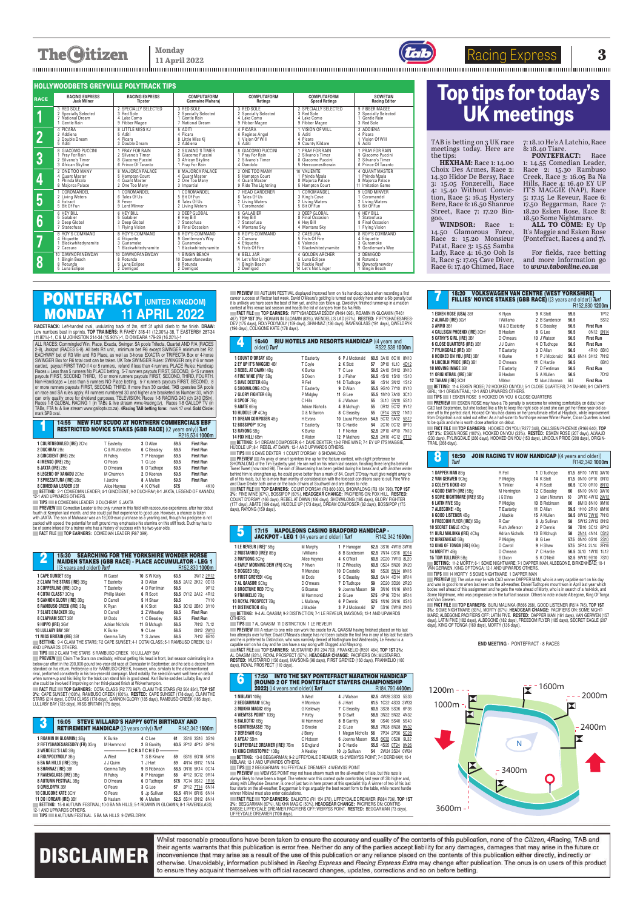## HOLLYWOODBETS GREYVILLE POLYTRACK TIPS

| RACE | RACING EXPRESS Jack Milner | RACING EXPRESS Tipster | COMPUTAFORM Germaine Maharaj | COMPUTAFORM Ratings | COMPUTAFORM Speed Ratings | SOWETAN Racing Editor |
|---|---|---|---|---|---|---|
| 1 | 3 RED SOLE<br>2 Specially Selected<br>7 National Dream<br>1 Gentle Rain | 2 SPECIALLY SELECTED<br>3 Red Sole<br>1 Gentle Rain<br>9 Fibber Magee | 3 RED SOLE<br>2 Specially Selected<br>1 Gentle Rain<br>7 National Dream | 3 RED SOLE<br>2 Specially Selected<br>4 Lake Como<br>9 Fibber Magee | 2 SPECIALLY SELECTED<br>3 Red Sole<br>4 Lake Como<br>9 Fibber Magee | 9 FIBBER MAGEE<br>2 Specially Selected<br>1 Gentle Rain<br>3 Red Sole |
| 2 | 4 PICARA<br>2 Addiena<br>3 Double Dream<br>5 Aditi | 8 LITTLE MISS KJ<br>5 Aditi<br>4 Picara<br>3 Double Dream | 5 ADITI<br>4 Picara<br>8 Little Miss Kj<br>2 Addiena | 4 PICARA<br>6 Reginas Angel<br>1 Vision Of Will<br>5 Aditi | 1 VISION OF WILL<br>5 Aditi<br>4 Picara<br>9 County Kildare | 2 ADDIENA<br>4 Picara<br>1 Vision Of Will<br>5 Aditi |
| 3 | 8 GIACOMO PUCCINI<br>1 Pray For Rain<br>2 Silvano's Timer<br>3 African Skyline | 1 PRAY FOR RAIN<br>2 Silvano's Timer<br>8 Giacomo Puccini<br>6 Prince Of Taranto | 2 SILVANO'S TIMER<br>8 Giacomo Puccini<br>3 African Skyline<br>1 Pray For Rain | 8 GIACOMO PUCCINI<br>1 Pray For Rain<br>2 Silvano's Timer<br>4 Dandolo | 1 PRAY FOR RAIN<br>2 Silvano's Timer<br>8 Giacomo Puccini<br>5 Herecomesthe rain | 1 PRAY FOR RAIN<br>8 Giacomo Puccini<br>2 Silvano's Timer<br>6 Prince Of Taranto |
| 4 | 2 ONE TOO MANY<br>4 Quant Master<br>1 Phinda Mzala<br>8 Majorca Palace | 8 MAJORCA PALACE<br>5 Hampton Court<br>4 Quant Master<br>2 One Too Many | 8 MAJORCA PALACE<br>4 Quant Master<br>2 One Too Many<br>3 Imperial | 2 ONE TOO MANY<br>5 Hampton Court<br>4 Quant Master<br>9 Ride The Lightning | 10 VALIENTE<br>1 Phinda Mzala<br>8 Majorca Palace<br>5 Hampton Court | 4 QUANT MASTER<br>1 Phinda Mzala<br>8 Majorca Palace<br>11 Imitation Game |
| 5 | 1 COROMANDEL<br>2 Living Waters<br>4 Extract<br>5 Bit Of Fun | 1 COROMANDEL<br>6 Tales Of Us<br>8 Fever<br>9 Lord Minver | 1 COROMANDEL<br>5 Bit Of Fun<br>6 Tales Of Us<br>2 Living Waters | 7 HEAD GARDENER<br>6 Tales Of Us<br>2 Living Waters<br>1 Coromandel | 1 COROMANDEL<br>3 King's Cove<br>2 Living Waters<br>5 Bit Of Fun | 9 LORD MINVER<br>1 Coromandel<br>2 Living Waters<br>5 Bit Of Fun |
| 6 | 6 HEY BILL<br>5 Galabier<br>3 Deep Global<br>7 Stateofusa | 6 HEY BILL<br>5 Galabier<br>3 Deep Global<br>1 Flying Vision | 3 DEEP GLOBAL<br>6 Hey Bill<br>7 Stateofusa<br>8 Final Occasion | 5 GALABIER<br>6 Hey Bill<br>7 Stateofusa<br>4 Montana Sky | 3 DEEP GLOBAL<br>8 Final Occasion<br>6 Hey Bill<br>4 Montana Sky | 6 HEY BILL<br>7 Stateofusa<br>8 Final Occasion<br>1 Flying Vision |
| 7 | 8 ROY'S COMMAND<br>4 Etiquette<br>1 Blackwhitedynamite<br>2 Caesura | 8 ROY'S COMMAND<br>4 Etiquette<br>3 Gunsmoke<br>1 Blackwhitedynamite | 8 ROY'S COMMAND<br>9 Gentleman's Way<br>3 Gunsmoke<br>1 Blackwhitedynamite | 8 ROY'S COMMAND<br>2 Caesura<br>4 Etiquette<br>5 Fists Of Fire | 2 CAESURA<br>5 Fists Of Fire<br>4 Etiquette<br>1 Blackwhitedynamite | 8 ROY'S COMMAND<br>4 Etiquette<br>3 Gunsmoke<br>9 Gentleman's Way |
| 8 | 10 DAWNOFANEWDAY<br>1 Bingin Beach<br>8 Rotunda<br>5 Luna Eclipse | 10 DAWNOFANEWDAY<br>8 Rotunda<br>5 Luna Eclipse<br>2 Demigod | 1 BINGIN BEACH<br>10 Dawnofanewday<br>8 Rotunda<br>2 Demigod | 6 BELL JAR<br>14 Let's Not Linger<br>1 Bingin Beach<br>2 Demigod | 4 GOLDEN ARCHER<br>5 Luna Eclipse<br>12 Rockie Reef<br>14 Let's Not Linger | 2 DEMIGOD<br>8 Rotunda<br>10 Dawnofanewday<br>1 Bingin Beach |

# Top tips for today's UK meetings

TAB is betting on 3 UK race meetings today. Here are the tips:

**HEXHAM:** Race 1: 14.00 Choix Des Armes, Race 2: 14.30 Hidor De Bersy, Race 3: 15.05 Fonzerelli, Race 4: 15.40 Without Conviction, Race 5: 16.15 Hystery Bere, Race 6: 16.50 Sharrone Street, Race 7: 17.20 Bingoo.

**WINDSOR:** Race 1: 14.50 Glamorous Force, Race 2: 15.20 Monsieur Patat, Race 3: 15.55 Samba Lady, Race 4: 16.30 Ooh Is it, Race 5: 17.05 Cave Diver, Race 6: 17.40 Chimed, Race 7: 18.10 He's A Latchio, Race 8: 18.40 Tiare.

**PONTEFRACT:** Race 1: 14.55 Comedian Leader, Race 2: 15.30 Rambuso Creek, Race 3: 16.05 Ba Na Hills, Race 4: 16.40 EY UP IT'S MAGGIE (NAP), Race 5: 17.15 Le Reveur, Race 6: 17.50 Beggarman, Race 7: 18.20 Esken Rose, Race 8: 18.50 Some Nightmare.

**ALL TO COME:** Ey Up It's Maggie and Esken Rose (Pontefract, Races 4 and 7).

For fields, race betting and more information go to **www.tabonline.co.za**

# PONTEFRACT (UNITED KINGDOM) MONDAY 11 APRIL 2022

**RACETRACK:** Left-handed oval, undulating track of 2m, stiff 3f uphill climb to the finish. **DRAW:** Low numbers best in sprints. **TOP TRAINERS:** R FAHEY 318-41 (12.90%)-38, T EASTERBY 287-34 (11.80%)-1, C & M JOHNSTON 214-34 (15.90%)-1, D O'MEARA 179-29 (16.20%)-1

ALL RACES: Commingled Win, Place, Exacta, Swinger. SA pools Trifecta, Quartet AND P/A (RACES 2-8), Jackpot (RACES 5-8). All bets R1 unit, minimum bet R6 except SWINGER minimum bet R2. EACHWAY bet of R3 Win and R3 Place, as well as 3-horse EXACTA or TRIFECTA Box or 4-horse SWINGER Box for R6 total cost can be taken. UK Tote SWINGER Rules: SWINGER only if 6 or more carded, payout FIRST TWO if 4 or 5 runners, refund if less than 4 runners. PLACE Rules: Handicap Races = Less than 5 runners NO PLACE betting, 5-7 runners payouts FIRST, SECOND, 8-15 runners payouts FIRST, SECOND, THIRD, 16 or more runners payouts FIRST, SECOND, THIRD, FOURTH. Non-Handicaps = Less than 5 runners NO Place betting, 5-7 runners payouts FIRST, SECOND, 8 or more runners payouts FIRST, SECOND, THIRD. If more than 30 carded, TAB operates SA pools on race and SA rules apply. All runners numbered 30 and higher are bracketed as Number 30, which can only qualify once for dividend purposes. TELEVISION: Races 1-8 RACING 240 (ch 240 DStv), Races 1-8 GLOBAL RACING 1 (in TABs & live stream www.4racing.tv), Races 1-8 GALLOP TV (in TABs, FTA tv & live stream www.gallop tv.co.za). 4Racing TAB betting form: mark 17 oval. Gold Circle: mark SPB oval.

## 1 — 14:55 NEW FIAT SCUDO AT NORTHERN COMMERCIALS EBF RESTRICTED NOVICE STAKES (GBB RACE) ((2 years only)) *Turf* R216,534 1000m

| Horse | Trainer | Jockey | Wt | Form |
|---|---|---|---|---|
| 1 COURTINBOWLED (IRE) 2Chc | T Easterby | 3 D Allan | 59.5 | First Run |
| 2 DUCHRAY 2Bc | C & M Johnston | 6 C Beasley | 59.5 | First Run |
| 3 GINCIDENT (IRE) 2Bc | R Fahey | 7 P Hanagan | 59.5 | First Run |
| 4 IMENSO (IRE) 2Bg | O Pears | 1 G Lee | 59.5 | First Run |
| 5 JAXTA (IRE) 2Bc | D O'Meara | 5 D Tudhope | 59.5 | First Run |
| 6 LEGEND OF XANADU 2Chc | M Channon | 2 D Keenan | 59.5 | First Run |
| 7 SPREZZATURA (IRE) 2Bc | I Jardine | 8 A Mullen | 59.5 | First Run |
| 8 COMEDIAN LEADER 2Bf | Alice Haynes | 4 K O'Neill | 57.5 | 4K10 |

**BETTING:** 2-1 COMEDIAN LEADER; 4-1 GINCIDENT; 9-2 DUCHRAY; 6-1 JAXTA, LEGEND OF XANADU; 12-1 AND UPWARDS OTHERS.

**TIPS** 8 COMEDIAN LEADER 2 DUCHRAY 5 JAXTA

**PREVIEW** Comedian Leader is the only runner in this field with racecourse experience, after her debut fourth at Kempton last month, and she could put that experience to good use. However, a chance is taken with JAXTA. The son of Muhaarar was an 18,000-euro purchase as a yearling and, though his pedigree is not packed with speed, the potential for soft ground may emphasise his stamina on this stiff track. Duchray has to be of some interest for a trainer who has a history of success with his two-year-olds.

**FACT FILE** **TOP EARNERS:** COMEDIAN LEADER (R87 399).

## 2 — 15:30 SEARCHING FOR THE YORKSHIRE WONDER HORSE MAIDEN STAKES (GBB RACE) - PLACE ACCUMULATOR - LEG 1 ((3 years and older)) *Turf* R152,830 1000m

| Horse | Trainer | Jockey | Wt | Form |
|---|---|---|---|---|
| 1 CAPE SUNSET 5Bg | R Guest | 10 S W Kelly | 63.5 | 3W12 2R12 |
| 2 CLAIM THE STARS (IRE) 3Bg | T Easterby | 3 D Allan | 58.5 | 2A12 2K12 0D13 |
| 3 COPPERLINE (IRE) 3Chg | T Easterby | 4 D Fentiman | 58.5 | 9P12 |
| 4 COTAI CLASS? 3Chg | Phillip Makin | 6 R Scott | 58.5 | 0Y12 2A12 4P12 |
| 5 GANNON GLORY (IRE) 3Bg | D Carroll | 5 H Shaw | 58.5 | 7Y10 |
| 6 RAMBUSO CREEK (IRE) 3Bg | K Ryan | 8 K Stott | 58.5 | 3C12 2B10 3Y10 |
| 7 SLATE CRACKER 3Bg | D Carroll | 2 Z Wheatley | 58.5 | First Run |
| 8 CLAPHAM SECT 3Bf | M Dods | 1 C Beasley | 56.5 | First Run |
| 9 HIPPO (IRE) 3Grf | Adrian Nicholls | 11 B Mchugh | 56.5 | 7N12 7L12 |
| 10 LULLABY BAY 3Bf | K Burke | 9 C Lee | 56.5 | 0N12 3W10 |
| 11 MISS BRITAIN (IRE) 3Bf | Gemma Tutty | 7 S James | 56.5 | 7N12 6B10 |

**BETTING:** 9-4 CLAIM THE STARS; 7-2 CAPE SUNSET; 4-1 COTAI CLASS; 5-1 RAMBUSO CREEK; 12-1 AND UPWARDS OTHERS.

**TIPS** 2 CLAIM THE STARS 6 RAMBUSO CREEK 10 LULLABY BAY

**PREVIEW** Claim The Stars ran creditably, without getting his head in front, last season culminating in a below-par effort in the 200,000-pound two-year-old race at Doncaster in September, and he sets a decent form standard on his return. Preference is for RAMBUSO CREEK, however, who, similarly to the aforementioned rival, performed consistently in his two-year-old campaign. Most notably, the selection went well here on debut when runner-up and his liking for the track can stand him in good stead. Karl Burke saddles Lullaby Bay and she could be involved if improving on her third-placed finish at Wolverhampton.

**FACT FILE** **TOP EARNERS:** COTAI CLASS (R2 772 987), CLAIM THE STARS (R2 504 834). **TOP 1ST 3%:** CAPE SUNSET (100%), RAMBUSO CREEK (100%). **RESTED:** CAPE SUNSET (178 days), CLAIM THE STARS (214 days), COTAI CLASS (178 days), GANNON GLORY (185 days), RAMBUSO CREEK (185 days), LULLABY BAY (135 days), MISS BRITAIN (175 days).

## 3 — 16:05 STEVE WILLARD'S HAPPY 60TH BIRTHDAY AND RETIREMENT HANDICAP ((3 years only)) *Turf* R142,342 1600m

| Horse | Trainer | Jockey | Wt | Form |
|---|---|---|---|---|
| 1 ROAMIN IN GLOAMIN) 3Bg | K Burke | 4 C Lee | 61 | 3S16 3S16 3S16 |
| 2 FIFTYSHADESARESDEV (FR) 3Grg | M Hammond | 2 B Garritty | 60.5 | 2P12 4P12 0P16 |
| 3 WENDELL'S LAD 3Bg | | ----SCRATCHED---- | | |
| 4 ROLYPOLYMOLY 3Bg | A West | 7 S B Kirrane | 59 | 6S16 6G18 5K16 |
| 5 BA NA HILLS (IRE) 3Bg | J J Quinn | 1 J Hart | 59 | 4N14 6N12 1N14 |
| 6 SHAHNAZ (IRE) 3Bf | Gemma Tutty | 9 B Robinson | 58.5 | 0N16 5K14 0C14 |
| 7 RAVENGLASS (IRE) 3Bg | R Fahey | 8 P Hanagan | 58 | 4P12 9C12 9R14 |
| 8 AUTUMN FESTIVAL 3Bg | D O'Meara | 6 D Tudhope | 57.5 | 7C14 9S12 1R16 |
| 9 QWELDRYK 3Bf | O Pears | 3 G Lee | 57 | 2P12 2T14 6N14 |
| 10 COLIGONE KATE 3Chf | O Pears | 5 Jp Sullivan | 56.5 | 4R14 6R16 6N14 |
| 11 DO I DREAM (IRE) 3Bf | B Haslam | 10 A Mullen | 52.5 | 6S14 0N12 8N14 |

**BETTING:** 15-8 AUTUMN FESTIVAL; 10-3 BA NA HILLS; 5-1 ROAMIN IN GLOAMIN; 8-1 RAVENGLASS; 12-1 AND UPWARDS OTHERS.

**TIPS** 8 AUTUMN FESTIVAL 5 BA NA HILLS 9 QWELDRYK

**PREVIEW** AUTUMN FESTIVAL displayed improved form on his handicap debut when recording a first career success at Redcar last week. David O'Meara's gelding is turned out quickly here under a 6lb penalty but it is unlikely we have seen the best of him yet, and he can follow up. Qweldryk finished runner-up in a maiden contest at this venue last season and heads the list of dangers from Ba Na Hills.

**FACT FILE** **TOP EARNERS:** FIFTYSHADESARESDEV (R494 095), ROAMIN IN GLOAMIN (R461 467). **TOP 1ST 3%:** ROAMIN IN GLOAMIN (83%), WENDELL'S LAD (67%). **RESTED:** FIFTYSHADESARESDEV (175 days), ROLYPOLYMOLY (159 days), SHAHNAZ (196 days), RAVENGLASS (191 days), QWELDRYK (196 days), COLIGONE KATE (178 days).

## 4 — 16:40 RIU HOTELS AND RESORTS HANDICAP ((4 years and older)) *Turf* R522,538 1000m

| Horse | Trainer | Jockey | Wt | Form |
|---|---|---|---|---|
| 1 COUNT D'ORSAY 6Bg | T Easterby | 6 P J Mcdonald | 60.5 | 3A10 6C10 8N10 |
| 2 EY UP IT'S MAGGIE! 4Bf | T Coyle | 2 K Stott | 57 | 3P10 1L10 4C10 |
| 3 REBEL AT DAWN! 4Bg | K Burke | 7 C Lee | 56.5 | 2A10 5H12 3N10 |
| 4 FINE WINE (FR)' 5Bg | S Dixon | 3 J Fisher | 56.5 | 4S10 1S10 1S10 |
| 5 DAVE DEXTER 6Bg | R Fell | 14 D Tudhope | 56 | 4S14 3N12 1S12 |
| 6 SHOWALONG 4Chg | T Easterby | 9 D Allan | 55.5 | 9G10 7Y10 0Y10 |
| 7 GLORY FIGHTER 6Bg | P Midgley | 11 G Lee | 55.5 | 1M10 7A10 3C10 |
| 8 SPOOF 7Bg | C Hills | 5 J Watson | 55 | 3L10 5N10 5S10 |
| 9 ABATE 6Bg | Adrian Nicholls | 4 B Mchugh | 55 | 0R12 5C12 9Y12 |
| 10 HUDDLE UP 4Chg | D & N Barron | 8 C Beasley | 55 | 0F14 3N12 1N10 |
| 11 DREAM COMPOSER 4Bg | H Evans | 10 Laura Pearson | 54.5 | 5C12 9A12 5S12 |
| 12 BOSSIPOP* 9Chg | T Easterby | 13 C Hardie | 54 | 2C10 0C12 0P10 |
| 13 RAYONG 5Bg | K Burke | 1 F Norton | 52.5 | 2P10 4P10 7N10 |
| 14 FOX HILL! 6Bm | E Alston | 12 P Mathers | 52.5 | 2H10 4C12 0T12 |

**BETTING:** 5-1 DREAM COMPOSER; 6-1 DAVE DEXTER; 13-2 FINE WINE; 7-1 EY UP IT'S MAGGIE, HUDDLE UP; 8-1 REBEL AT DAWN; 12-1 AND UPWARDS OTHERS.

**TIPS** 5 DAVE DEXTER 1 COUNT D'ORSAY 6 SHOWALONG

**PREVIEW** An array of smart sprinters line up for the feature contest, with slight preference for SHOWALONG of the Tim Easterby yard. He ran well on his return last season, finishing three lengths behind Tweet Tweet (now rated 98). The son of Showcasing has been gelded during his break and, with another winter behind him to strengthen up, he could prove better than a mark of 84. Count D'Orsay must give weight away to all of his rivals, but he is more than worthy of consideration with the forecast conditions sure to suit. Fine Wine and Dave Dexter both arrive on the back of wins at Southwell and are others to note.

**FACT FILE** **TOP EARNERS:** COUNT D'ORSAY (R3 860 330), SHOWALONG (R3 184 798). **TOP 1ST 3%:** FINE WINE (67%), BOSSIPOP (50%). **HEADGEAR CHANGE:** PACIFIERS ON: FOX HILL. **RESTED:** COUNT D'ORSAY (186 days), REBEL AT DAWN (166 days), SHOWALONG (185 days), GLORY FIGHTER (177 days), ABATE (199 days), HUDDLE UP (173 days), DREAM COMPOSER (82 days), BOSSIPOP (175 days), RAYONG (159 days).

## 5 — 17:15 NAPOLEONS CASINO BRADFORD HANDICAP - JACKPOT - LEG 1 ((4 years and older)) *Turf* R142,342 1600m

| Horse | Trainer | Jockey | Wt | Form |
|---|---|---|---|---|
| 1 LE REVEUR (IRE)* 5Bg | M Murphy | 1 P Hanagan | 62.5 | 3S16 4W18 3W16 |
| 2 MUSTARRID (IRE)! 8Bg | I Williams | 8 B Sanderson | 62.5 | 7N14 0S16 0D14 |
| 3 MAYSONG 5Chg | Alice Haynes | 4 K O'Neill | 60.5 | 2C20 7W18 8L20 |
| 4 EARLY MORNING DEW (FR) 6Chg | P Niven | 11 Z Wheatley | 60.5 | 0S24 5N20 3N20 |
| 5 DOGGED 5Bg | R Menzies | 10 D Costello | 60 | 5S20 5N14 8N16 |
| 6 FIRST GREYED! 4Grg | M Dods | 5 C Beasley | 59.5 | 6A14 4D14 0R14 |
| 7 AL QAASIM! 5Chg | D O'Meara | 7 D Tudhope | 59 | 2C20 3D20 2R20 |
| 8 BROCTUNE RED 7Chg | G Boanas | 9 Joanna Mason | 59 | 3N16 1N16 6N16 |
| 9 FRANKELIO 7Bg | M Hammond | 2 G Lee | 57.5 | 4P16 7D14 0R14 |
| 10 ROYAL PROSPECT 7Bg | L Mullaney | 6 P Dennis | 57.5 | 1N16 3N16 3W16 |
| 11 DISTINCTION 4Bg | J Mackie | 3 P J Mcdonald | 57 | 5S16 5W18 2N16 |

**BETTING:** 9-4 AL QAASIM; 9-2 DISTINCTION; 7-1 LE REVEUR, MAYSONG; 12-1 AND UPWARDS OTHERS.

**TIPS** 7 AL QAASIM 11 DISTINCTION 1 LE REVEUR

**PREVIEW** A return to one mile can work the oracle for AL QAASIM having finished placed on his last two attempts over further. David O'Meara's charge has not been outside the first two in any of his last five starts and he is preferred to Distinction, who was narrowly denied at Nottingham last Wednesday. Le Reveur is a capable sort on his day and he can have a say along with Dogged and Maysong.

**FACT FILE** **TOP EARNERS:** MUSTARRID (R1 294 703), FRANKELIO (R591 464). **TOP 1ST 3%:** AL QAASIM (83%), ROYAL PROSPECT (67%). **HEADGEAR CHANGE:** PACIFIERS ON: MUSTARRID. **RESTED:** MUSTARRID (156 days), MAYSONG (98 days), FIRST GREYED (160 days), FRANKELIO (160 days), ROYAL PROSPECT (110 days).

## 6 — 17:50 INTO THE SKY PONTEFRACT MARATHON HANDICAP (ROUND 2 OF THE PONTEFRACT STAYERS CHAMPIONSHIP 2022) ((4 years and older)) *Turf* R184,790 4400m

| Horse | Trainer | Jockey | Wt | Form |
|---|---|---|---|---|
| 1 NIBLAWI 10Bg | A West | 4 J Watson | 62.5 | 4W28 3S33 5S33 |
| 2 BEGGARMAN 5Chg | H Morrison | 5 J Hart | 61.5 | 1C32 4S33 0W33 |
| 3 MUKHA MAGIC! 6Bg | G Kelleway | 7 C Beasley | 60.5 | 3S28 5S36 6P36 |
| 4 WEMYSS POINT* 10Bg | P Kirby | 9 D Swift | 58.5 | 3N32 5N32 4N32 |
| 5 BALKOTIC 6Bg | M Hammond | 8 B Garritty | 58 | 0S40 5S40 5S40 |
| 6 CONTREBASSE! 7Bg | D Brooke | 2 G Lee | 56.5 | 7R28 8N28 9N32 |
| 7 DEREHAM 6Bg | J Berry | 1 Megan Nicholls | 56 | 7P34 2P36 5C28 |
| 8 AYDA* 5Bm | C Hobson | 6 Joanna Mason | 55.5 | 6K32 0S28 9L32 |
| 9 LIFFEYDALE DREAMER (IRE)! 7Bm | S England | 3 C Hardie | 55.5 | 4S25 0T24 0N28 |
| 10 KING CHRISTOPHE* 10Bg | A Keatley | 10 Jp Sullivan | 54 | 2W24 3S24 0W24 |

**BETTING:** 13-8 BEGGARMAN; 9-2 LIFFEYDALE DREAMER; 13-2 WEMYSS POINT; 7-1 DEREHAM; 10-1 NIBLAWI; 12-1 AND UPWARDS OTHERS.

**TIPS** 2 BEGGARMAN 9 LIFFEYDALE DREAMER 4 WEMYSS POINT

**PREVIEW** WEMYSS POINT may not have shown much on the all-weather of late, but this race is always likely to have been a target. The veteran won this contest quite comfortably last year off 3lb higher and, along with Liffeydale Dreamer, is one of just two in here proven at this specialist trip. A winner of two of his last four starts on the all-weather, Beggarman brings arguably the best recent form to the table, while recent hurdle winner Niblawi must also enter calculations.

**FACT FILE** **TOP EARNERS:** BALKOTIC (R1 154 378), LIFFEYDALE DREAMER (R884 738). **TOP 1ST 3%:** BEGGARMAN (67%), MUKHA MAGIC (50%). **HEADGEAR CHANGE:** PACIFIERS ON: CONTREBASSE, LIFFEYDALE DREAMER PACIFIERS OFF: WEMYSS POINT. **RESTED:** BEGGARMAN (73 days), LIFFEYDALE DREAMER (1108 days).

## 7 — 18:20 VOLKSWAGEN VAN CENTRE (WEST YORKSHIRE) FILLIES' NOVICE STAKES (GBB RACE) ((3 years and older)) *Turf* R152,830 1200m

| Horse | Trainer | Jockey | Wt | Form |
|---|---|---|---|---|
| 1 ESKEN ROSE (USA) 3Bf | K Ryan | 9 K Stott | 59.5 | 1P12 |
| 2 ALWAJD (IRE) 3Grf | I Williams | 2 B Sanderson | 56.5 | 5S12 |
| 3 ARMO 3Bf | M & D Easterby | 6 C Beasley | 56.5 | First Run |
| 4 CALLSIGN PHOENIX (IRE) 3Chf | B Haslam | 8 G Lee | 56.5 | 0N12 0N14 |
| 5 CATHY'S GIRL (IRE) 3Bf | D O'meara | 10 J Watson | 56.5 | First Run |
| 6 CLOSE QUARTERS (IRE) 3Bf | J J Quinn | 4 D Tudhope | 56.5 | First Run |
| 7 FYLINGDALE (IRE) 3Bf | T Easterby | 3 D Allan | 56.5 | 4R10 6B10 |
| 8 HOOKED ON YOU (IRE) 3Bf | K Burke | 1 P J Mcdonald | 56.5 | 6N14 3H12 7N12 |
| 9 LINCOLN PRIDE (IRE) 3Bf | D O'meara | 11 C Hardie | 56.5 | 6B10 |
| 10 MOVING IMAGE 3Bf | T Easterby | 7 D Fentiman | 56.5 | First Run |
| 11 ORIGINTRAIL (IRE) 3Bf | B Haslam | 5 A Mullen | 56.5 | 7D12 |
| 12 TAHANI (IRE) 3Chf | A Watson | 12 Adam J Mcnamara | 56.5 | First Run |

**BETTING:** 11-4 ESKEN ROSE; 7-2 HOOKED ON YOU; 5-1 CLOSE QUARTERS; 7-1 TAHANI; 8-1 CATHY'S GIRL; 10-1 ORIGINTRAIL; 12-1 AND UPWARDS OTHERS.

**TIPS** 1 ESKEN ROSE 8 HOOKED ON YOU 6 CLOSE QUARTERS

**PREVIEW** ESKEN ROSE may have a 7lb penalty to overcome for winning comfortably on debut over C&D last September, but she looked like a filly to keep the right side of and she can get her three-year-old career off to the perfect start. Hooked On You has claims on her penultimate effort at Haydock, while improvement from Origintrail is not ruled out either. As a half-sister to Nunthorpe winner Winter Power, Close Quarters is bred to be quick and she is worth close attention on debut.

**FACT FILE** **TOP EARNERS:** HOOKED ON YOU (R277 346), CALLSIGN PHOENIX (R166 640). **TOP 1ST 3%:** ESKEN ROSE (100%), HOOKED ON YOU (33%). **RESTED:** ESKEN ROSE (207 days), ALWAJD (230 days), FYLINGDALE (266 days), HOOKED ON YOU (153 days), LINCOLN PRIDE (208 days), ORIGINTRAIL (268 days).

## 8 — 18:50 JOIN RACING TV NOW HANDICAP ((4 years and older)) *Turf* R142,342 1000m

| Horse | Trainer | Jockey | Wt | Form |
|---|---|---|---|---|
| 1 DAPPER MAN 8Bg | R Fell | 1 D Tudhope | 61.5 | 8R10 1W10 3W10 |
| 2 VAN GERWEN 9Chg | P Midgley | 14 K Stott | 61.5 | 0N10 0P10 0N10 |
| 3 COLEY'S KOKO 4Bf | N Tinkler | 4 R Scott | 60.5 | 1C10 0R10 8N10 |
| 4 GOOD EARTH (IRE) 5Bg | M Herrington | 12 C Beasley | 60 | 8N10 9N10 3W10 |
| 5 SOME NIGHTMARE (IRE) 5Bg | J G O'shea | 3 Adam J Mcnamara | 60 | 3W10 4W12 2W12 |
| 6 LATIN FIVE 5Bg | P Midgley | 10 B Robinson | 60 | 8M10 8N10 9M10 |
| 7 ALBEGONE! 4Bg | T Easterby | 11 D Allan | 59.5 | 1H10 2R10 6H10 |
| 8 GOOD LISTENER 4Bg | J Mackie | 15 A Mullen | 58.5 | 0W12 7W10 7N10 |
| 9 FREEDOM FLYER (IRE)! 5Bg | R Carr | 6 Jp Sullivan | 58 | 5W12 2W12 0N12 |
| 10 SECRET EAGLE 4Chg | Ruth Jefferson | 2 P Dennis | 58 | 7B10 3C12 8P12 |
| 11 BURJ MALINKA (IRE) 4Chg | Adrian Nicholls | 13 B Mchugh | 58 | 2N14 4N14 0S12 |
| 12 BIRKENHEAD 5Bg | P Midgley | 8 G Lee | 57.5 | 0N10 0S10 2S10 |
| 13 KING OF TONGA (IRE) 6Grg | D Carroll | 9 H Shaw | 57.5 | 3R14 2L14 2R16 |
| 14 MORTY? 4Bg | D O'meara | 7 C Hardie | 56.5 | 3L10 1W10 1L12 |
| 15 TOM TULLIVER 5Bg | S Dixon | 5 K O'Neill | 52.5 | 9W10 9S10 7S10 |

**BETTING:** 11-2 MORTY; 6-1 SOME NIGHTMARE; 7-1 DAPPER MAN, ALBEGONE, BIRKENHEAD; 10-1 VAN GERWEN, KING OF TONGA; 12-1 AND UPWARDS OTHERS.

**TIPS** 14 MORTY 5 SOME NIGHTMARE 1 DAPPER MAN

**PREVIEW** The value may lie with C&D winner DAPPER MAN, who is a very capable sort on his day and was in good form when last seen on the all-weather. Daniel Tudhope's mount won in April last year which bodes well ahead of this assignment and he gets the vote ahead of Morty, who is in search of a hat-trick, and Some Nightmare, who was progressive on the turf last season. Others to note include Albegone, King Of Tonga and Van Gerwen.

**FACT FILE** **TOP EARNERS:** BURJ MALINKA (R666 268), GOOD LISTENER (R614 745). **TOP 1ST 3%:** SOME NIGHTMARE (83%), MORTY (67%). **HEADGEAR CHANGE:** PACIFIERS ON: SOME NIGHTMARE; ALBEGONE PACIFIERS OFF: LATIN FIVE. **RESTED:** DAPPER MAN (161 days), VAN GERWEN (157 days), LATIN FIVE (152 days), ALBEGONE (182 days), FREEDOM FLYER (185 days), SECRET EAGLE (207 days), KING OF TONGA (160 days), MORTY (136 days).

END MEETING - PONTEFRACT - 8 RACES

1200m 1000m 1600m 2000m 2400m 3400m 3600m N

**DISCLAIMER** Whilst reasonable precautions have been taken to ensure the accuracy and quality of the contents of this publication, none of the Citizen, 4Racing, TAB and their agents warrants that this publication is error free. Neither do any of the parties accept liability for any damages, damages that may arise in the future or inconvenience that may arise as a result of the use of this publication or any reliance placed on the contents of this publication either directly, indirectly or otherwise. Unavoidably, information published in Racing Express and Racing Express Extra may change after publication. The onus is on users of this product to ensure they acquaint themselves with official racecard changes, updates, corrections and so on before betting.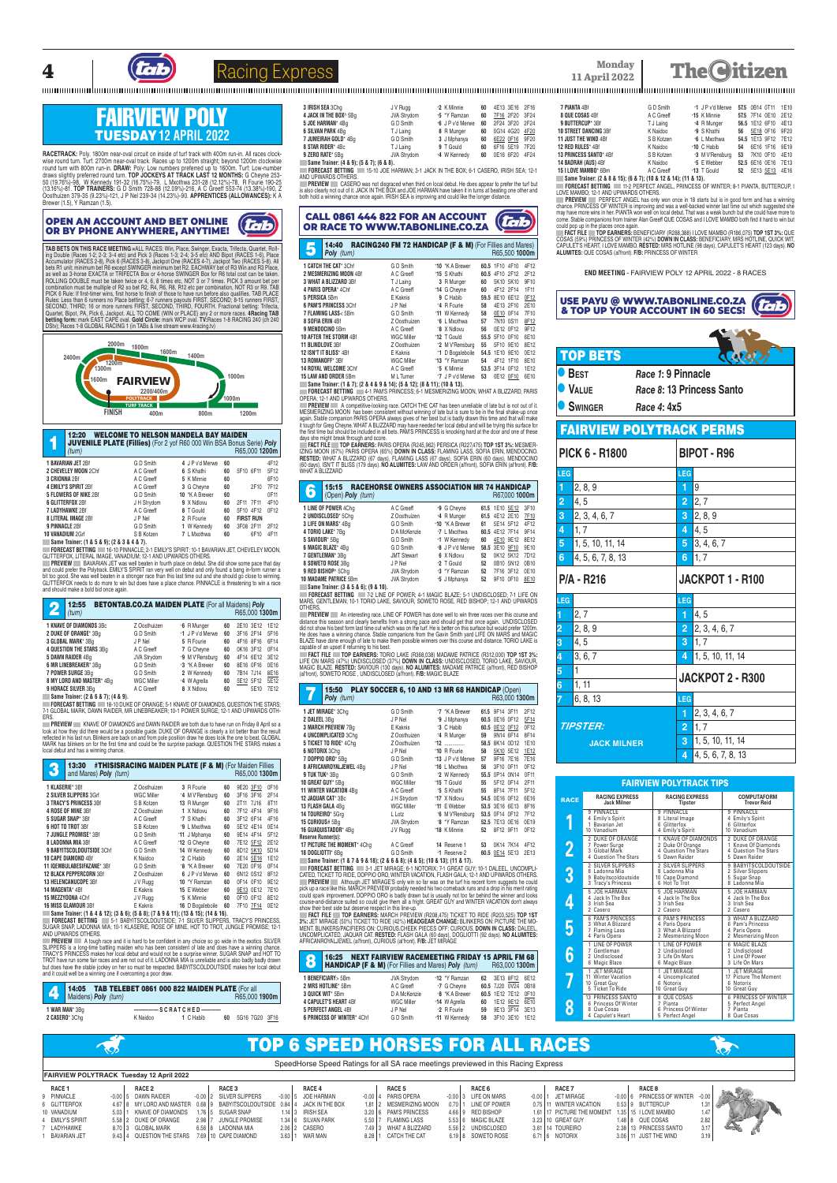# FAIRVIEW POLY

## TUESDAY 12 APRIL 2022

**RACETRACK:** Poly. 1800m near-oval circuit on inside of turf track with 400m run-in. All races clockwise round turn. Turf: 2700m near-oval track. Races up to 1200m straight; beyond 1200m clockwise round turn with 800m run-in. **DRAW:** Poly: Low numbers preferred up to 1600m. Turf: Low-number draws slightly preferred round turn. **TOP JOCKEYS AT TRACK LAST 12 MONTHS:** G Cheyne 253-50 (19.76%)-98, W Kennedy 191-32 (16.75%)-79, L Mxothwa 231-28 (12.12%)-78, R Fourie 190-25 (13.16%)-81. **TOP TRAINERS:** G D Smith 728-88 (12.09%)-216, A C Greeff 553-74 (13.38%)-190, Z Oosthuizen 379-35 (9.23%)-121, J P Nel 239-34 (14.23%)-90. **APPRENTICES (ALLOWANCES):** K A Brewer (1.5), Y Ramzan (1.5).

## OPEN AN ACCOUNT AND BET ONLINE OR BY PHONE ANYWHERE, ANYTIME!

**TAB BETS ON THIS RACE MEETING** ▪ ALL RACES: Win, Place, Swinger, Exacta, Trifecta, Quartet, Rolling Double (Races 1-2; 2-3; 3-4 etc) and Pick 3 (Races 1-3; 2-4; 3-5 etc) AND Bipot (RACES 1-6), Place Accumulator (RACES 2-8), Pick 6 (RACES 3-8), Jackpot One (RACES 4-7), Jackpot Two (RACES 5-8). All bets R1 unit; minimum bet R6 except SWINGER minimum bet R2. EACHWAY bet of R3 Win and R3 Place, as well as 3-horse EXACTA or TRIFECTA Box or 4-horse SWINGER Box for R6 total cost can be taken. ROLLING DOUBLE must be taken twice or 4, 6, 8 times etc, NOT 3 or 7 times. PICK 3 amount bet per combination must be multiple of R2 so bet R2, R4, R6, R8, R12 etc per combination, NOT R3 or R9. TAB PICK 6 Rule: If first-timer wins, first horse to finish of those to have run before also qualifies. TAB PLACE Rules: Less than 6 runners no Place betting; 6-7 runners payouts FIRST, SECOND; 8-15 runners FIRST, SECOND, THIRD; 16 or more runners FIRST, SECOND, THIRD, FOURTH. Fractional betting: Trifecta, Quartet, Bipot, PA, Pick 6, Jackpot. ALL TO COME (WIN or PLACE) any 2 or more races. TAB PLACE **betting form:** mark EAST CAPE oval. **Gold Circle:** mark WCP oval. TV Races 1-8 RACING 240 (in DStv); Races 1-8 GLOBAL RACING 1 (in TABs & live stream www.4racing.tv)

FAIRVIEW
2000m 1800m 1600m 1400m 2400m 1200m 1300m 1600m 1000m 2200/400m POLYTRACK TURF TRACK FINISH 400m 800m 1200m 1000m

## 1 — 12:20 WELCOME TO NELSON MANDELA BAY MAIDEN JUVENILE PLATE (Fillies) (For 2 yof R60 000 Win BSA Bonus Series) Poly (turn) R65,000 1200m

| | | | | | |
|---|---|---|---|---|---|
| 1 BAVARIAN JET 2Bf | G D Smith | 4 J P v'd Merwe | 60 | | 4F12 |
| 2 CHEVELEY MOON 2Chf | A C Greeff | 6 S Khathi | 60 | 5F10 6F11 | 5F12 |
| 3 CRIDONNA 2Bf | A C Greeff | 5 K Minnie | 60 | | 6F10 |
| 4 EMILY'S SPIRIT 2Bf | A C Greeff | 3 G Cheyne | 60 | 2F10 | 7F12 |
| 5 FLOWERS OF NIKE 2Bf | G D Smith | 10 *K A Brewer | 60 | | 0F11 |
| 6 GLITTERFOX 2Bf | J H Strydom | 9 X Ndlovu | 60 | 2F11 7F11 | 4F10 |
| 7 LADYHAWKE 2Bf | A C Greeff | 8 T Gould | 60 | 5F10 4F12 | 0F12 |
| 8 LITERAL IMAGE 2Bf | J P Nel | 2 R Fourie | 60 | **FIRST RUN** | |
| 9 PINNACLE 2Bf | G D Smith | 1 W Kennedy | 60 | 3F08 2F11 | 2F12 |
| 10 VANADIUM 2Grf | S B Kotzen | 7 L Mxothwa | 60 | 6F10 | 4F11 |

**Same Trainer: (1 & 5 & 9); (2 & 3 & 4 & 7).**

**FORECAST BETTING** 16-10 PINNACLE; 2-1 EMILY'S SPIRIT; 10-1 BAVARIAN JET, CHEVELEY MOON, GLITTERFOX, LITERAL IMAGE, VANADIUM; 12-1 AND UPWARDS OTHERS.

**PREVIEW** BAVARIAN JET was well beaten in fourth place on debut. She did show some pace that day and could prefer the Polytrack. EMILY'S SPIRIT ran very well on debut and only found a long in-form runner a bit too good. She was well beaten in a stronger race than this last time out and she should go close to winning. GLITTERFOX needs to do more to win but does have a place chance. PINNACLE is threatening to win a race and should make a bold bid once again.

## 2 — 12:55 BETONTAB.CO.ZA MAIDEN PLATE (For all Maidens) Poly (turn) R65,000 1300m

| | | | | | |
|---|---|---|---|---|---|
| 1 KNAVE OF DIAMONDS 3Bc | Z Oosthuizen | 6 R Munger | 60 | 2E10 3E12 | 1E12 |
| 2 DUKE OF ORANGE³ 3Bg | G D Smith | ·1 J P v'd Merwe | 60 | 3F16 2F14 | 5F16 |
| 3 GLOBAL MARK³ 3Bg | J P Nel | 5 R Fourie | 60 | 4F16 8F16 | 6F14 |
| 4 QUESTION THE STARS 3Bg | A C Greeff | 7 G Cheyne | 60 | 0K16 3F12 | 0F14 |
| 5 DAWN RAIDER 4Bg | JVA Strydom | ·9 M V'Rensburg | 60 | 4F14 4E12 | 3E12 |
| 6 MR LINEBREAKER³ 3Bg | G D Smith | ·3 *K A Brewer | 60 | 8E16 0F16 | 0E16 |
| 7 POWER SURGE 3Bg | G D Smith | 2 W Kennedy | 60 | 7B14 7J14 | 8E16 |
| 8 MY LORD AND MASTER³ 4Bg | WGC Miller | ·4 W Agrella | 60 | 5E12 5F12 | 5E12 |
| 9 HORACE SILVER 3Bg | A C Greeff | 8 X Ndlovu | 60 | | 5E10 7E12 |

**Same Trainer: (2 & 6 & 7); (4 & 9).**

**FORECAST BETTING** 16-10 DUKE OF ORANGE; 5-1 KNAVE OF DIAMONDS, QUESTION THE STARS; 7-1 GLOBAL MARK, DAWN RAIDER, MR LINEBREAKER; 10-1 POWER SURGE; 12-1 AND UPWARDS OTHERS.

**PREVIEW** KNAVE OF DIAMONDS and DAWN RAIDER are both due to have run on Friday 8 April so a look at how they did there would be a possible guide. DUKE OF ORANGE is clearly a lot better than the result reflected in his last run. Blinkers are back on and from pole position does he does look the one to beat. GLOBAL MARK has blinkers on for the first time and could be the surprise package. QUESTION THE STARS makes a local debut and has a winning chance.

## 3 — 13:30 #THISISRACING MAIDEN PLATE (F & M) (For Maiden Fillies and Mares) Poly (turn) R65,000 1300m

| | | | | | |
|---|---|---|---|---|---|
| 1 KLASERIE³ 3Bf | Z Oosthuizen | 3 R Fourie | 60 | 9E20 3F10 | 0F16 |
| 2 SILVER SLIPPERS 3Grf | WGC Miller | ·4 M V'Rensburg | 60 | 3F16 3F16 | 2F14 |
| 3 TRACY'S PRINCESS 3Bf | S B Kotzen | 13 R Munger | 60 | 2T11 7J16 | 8T11 |
| 4 ROSE OF MINE 3Bf | Z Oosthuizen | 1 X Ndlovu | 60 | 7F12 4F14 | 9F16 |
| 5 SUGAR SNAP³ 3Bf | A C Greeff | ·7 S Khathi | 60 | 3F12 6F14 | 4F16 |
| 6 HOT TO TROT 3Bf | S B Kotzen | ·9 L Mxothwa | 60 | 5E12 4E14 | 6F14 |
| 7 JUNGLE PROMISE³ 3Bf | G D Smith | ·11 J Mphanya | 60 | 9E14 4F14 | 5F12 |
| 8 LADONNA MIA 3Bf | A C Greeff | ·12 G Cheyne | 60 | 7E12 5F12 | 2E12 |
| 9 BABYITSCOLDOUTSIDE 3Chf | G D Smith | 14 W Kennedy | 60 | 8D12 5K10 | 5D14 |
| 10 CAPE DIAMOND 4Bf | K Naidoo | ·2 C Habib | 60 | 2E14 5E16 | 1E12 |
| 11 ICEMBULABESIFAZANE³ 3Bf | G D Smith | ·8 *K A Brewer | 60 | 7E20 0F16 | 0F14 |
| 12 BLACK PEPPERCORN 3Bf | Z Oosthuizen | 6 J P v'd Merwe | 60 | 6N12 0S12 | 8F12 |
| 13 HELENCANUCOPE 3Bf | J V Rugg | 10 *Y Ramzan | 60 | 0F14 0F10 | 0E12 |
| 14 MAGENTA³ 4Bf | E Kakris | 15 E Webber | 60 | 9E13 0E12 | 7E10 |
| 15 MEZZYDONA 4Chf | J V Rugg | ·5 K Minnie | 60 | 0F10 0F12 | 8E12 |
| 16 MISS GLAMOUR 3Bf | E Kakris | 16 D Bogaleholle | 60 | 7F10 7F14 | 0E12 |

**Same Trainer: (1 & 4 & 12); (3 & 6); (5 & 8); (7 & 9 & 11); (13 & 15); (14 & 16).**

**FORECAST BETTING** 5-1 BABYITSCOLDOUTSIDE; 7-1 SILVER SLIPPERS, TRACY'S PRINCESS, SUGAR SNAP, LADONNA MIA; 10-1 KLASERIE, ROSE OF MINE, HOT TO TROT, JUNGLE PROMISE; 12-1 AND UPWARDS OTHERS.

**PREVIEW** A tough race and it is hard to be confident in any choice so go wide in the exotics. SILVER SLIPPERS is a long-time battling maiden who has been consistent of late and does have a winning chance. TRACY'S PRINCESS makes her local debut and would not be a surprise winner. SUGAR SNAP and HOT TO TROT have run some fair races and are not out of it. LADONNA MIA is consistent and deserves to get a win but does have the stable jockey on her so must be respected. BABYITSCOLDOUTSIDE makes her local debut and it could well be a winning one if overcoming a poor draw.

## 4 — 14:05 TAB TELEBET 0861 000 822 MAIDEN PLATE (For all Maidens) Poly (turn) R65,000 1900m

| | | | | | |
|---|---|---|---|---|---|
| 1 WAR MAN³ 3Bg | | SCRATCHED | | | |
| 2 CASERO³ 3Chg | K Naidoo | 1 C Habib | 60 | 5G16 7G20 | 3F16 |
| 3 IRISH SEA 3Chg | J V Rugg | ·2 K Minnie | 60 | 4E13 3E16 | 2F16 |
| 4 JACK IN THE BOX³ 5Bg | JVA Strydom | ·5 *Y Ramzan | 60 | 7F16 2F20 | 3F24 |
| 5 JOE HARMAN³ 4Bg | G D Smith | ·6 J P v'd Merwe | 60 | 2F24 3F20 | 2F24 |
| 6 SILVAN PARK 4Bg | T J Laing | 8 R Munger | 60 | 0G14 4G20 | 4F20 |
| 7 JUMEIRAH GOLD³ 4Bg | G D Smith | 3 J Mphanya | 60 | 6E22 0F16 | 9F20 |
| 8 STAR RIDER³ 4Bc | T J Laing | 9 T Gould | 60 | 6F16 5E19 | 7F20 |
| 9 ZERO RATE³ 5Bg | JVA Strydom | ·4 W Kennedy | 60 | 0E16 6F20 | 4F24 |

**Same Trainer: (4 & 9); (5 & 7); (6 & 8).**

**FORECAST BETTING** 15-10 JOE HARMAN; 3-1 JACK IN THE BOX; 6-1 CASERO, IRISH SEA; 12-1 AND UPWARDS OTHERS.

**PREVIEW** CASERO was not disgraced when third on local debut. He does appear to prefer the turf but is also clearly not out of it. JACK IN THE BOX and JOE HARMAN have taken it in turns at beating one other and both hold a winning chance once again. IRISH SEA is improving and could like the longer distance.

## CALL 0861 444 822 FOR AN ACCOUNT OR RACE TO WWW.TABONLINE.CO.ZA

## 5 — 14:40 RACING240 FM 72 HANDICAP (F & M) (For Fillies and Mares) Poly (turn) R65,500 1000m

| | | | | | |
|---|---|---|---|---|---|
| 1 CATCH THE CAT³ 3Chf | G D Smith | ·10 *K A Brewer | 60.5 | 1F10 4F10 | 4F12 |
| 2 MESMERIZING MOON 4Bf | A C Greeff | ·15 S Khathi | 60.5 | 4F10 2F12 | 2F12 |
| 3 WHAT A BLIZZARD 3Bf | T J Laing | 3 R Munger | 60 | 5K10 5K10 | 9F10 |
| 4 PARIS OPERA³ 4Chf | A C Greeff | ·14 G Cheyne | 60 | 4F12 2F14 | 1F11 |
| 5 PERSICA 5Bm | E Kakris | 9 C Habib | 59.5 | 8E10 6E12 | 2F10 |
| 6 PAM'S PRINCESS 3Chf | J P Nel | ·4 R Fourie | 58 | 4E13 2F10 | 2E10 |
| 7 FLAMING LASS³ 5Bm | G D Smith | ·11 W Kennedy | 58 | 0E10 0F14 | 7F10 |
| 8 SOFIA ERIN 4Bf | Z Oosthuizen | ·6 L Mxothwa | 57 | 7N10 0S11 | 8F12 |
| 9 MENDOCINO 5Bm | A C Greeff | ·8 X Ndlovu | 56 | 0E12 0F12 | 8F12 |
| 10 AFTER THE STORM 4Bf | WGC Miller | ·12 T Gould | 55.5 | 5F10 9F10 | 6E10 |
| 11 BLINDLOVE 3Bf | Z Oosthuizen | ·2 M V'Rensburg | 55 | 5F10 9E10 | 8E12 |
| 12 ISN'T IT BLISS³ 4Bf | E Kakris | ·1 D Bogaleholle | 54.5 | 1E10 9E10 | 0E12 |
| 13 ROMANOFF³ 3Bf | WGC Miller | ·13 *Y Ramzan | 54 | 4F12 1F10 | 8E10 |
| 14 ROYAL WELCOME 3Chf | A C Greeff | ·5 K Minnie | 53.5 | 3F14 0F12 | 1E12 |
| 15 LAW AND ORDER 5Bm | M L Turner | ·7 J P v'd Merwe | 53 | 0E12 0F10 | 6E10 |

**Same Trainer: (1 & 7); (2 & 4 & 9 & 14); (5 & 12); (8 & 11); (10 & 13).**

**FORECAST BETTING** 4-1 PAM'S PRINCESS; 6-1 MESMERIZING MOON, WHAT A BLIZZARD, PARIS OPERA; 12-1 AND UPWARDS OTHERS.

**PREVIEW** A competitive-looking race. CATCH THE CAT has been unreliable of late but is not out of it. MESMERIZING MOON has been consistent without winning of late but is sure to be in the final shake-up once again. Stable companion PARIS OPERA always gives of her best but is badly drawn this time and that will make it tough for Greg Cheyne. WHAT A BLIZZARD may have needed her local debut and will be trying this surface for the first time but should be included in all bets. PAM'S PRINCESS is knocking hard at the door and one of these days she might break through and score.

**FACT FILE** **TOP EARNERS:** PARIS OPERA (R245,962) PERSICA (R227,475) **TOP 1ST 3%:** MESMERIZING MOON (67%) PARIS OPERA (65%) **DOWN IN CLASS:** FLAMING LASS, SOFIA ERIN, MENDOCINO. **RESTED:** WHAT A BLIZZARD (67 days), FLAMING LASS (67 days), SOFIA ERIN (60 days), MENDOCINO (60 days), ISN'T IT BLISS (179 days). **NO ALUMITES:** LAW AND ORDER (affront). **F/B:** WHAT A BLIZZARD

## 6 — 15:15 RACEHORSE OWNERS ASSOCIATION MR 74 HANDICAP (Open) Poly (turn) R67,000 1000m

| | | | | | |
|---|---|---|---|---|---|
| 1 LINE OF POWER 4Chg | A C Greeff | ·9 G Cheyne | 61.5 | 1E10 5E12 | 3F10 |
| 2 UNDISCLOSED³ 5Chg | Z Oosthuizen | ·4 R Munger | 61.5 | 4E12 2E10 | 7F10 |
| 3 LIFE ON MARS³ 4Bg | G D Smith | ·10 *K A Brewer | 61 | 5E14 5F12 | 4F12 |
| 4 TORIO LAKE³ 7Bg | D A McKenzie | ·7 L Mxothwa | 60.5 | 4E12 7F14 | 9F14 |
| 5 SAVIOUR³ 5Bg | G D Smith | ·1 W Kennedy | 60 | 4E10 9E12 | 8E12 |
| 6 MAGIC BLAZE³ 4Bg | G D Smith | ·8 J P v'd Merwe | 58.5 | 3E10 9F10 | 9E10 |
| 7 GENTLEMAN³ 3Bg | JMT Stewart | 6 X Ndlovu | 52 | 0K12 5K12 | 7D12 |
| 8 SOWETO ROSE 3Bg | J P Nel | ·2 T Gould | 52 | 0B10 5N12 | 0B10 |
| 9 RED BISHOP³ 5Chg | JVA Strydom | ·3 *Y Ramzan | 52 | 7F16 3F12 | 0E10 |
| 10 MADAME PATRICE 5Bm | JVA Strydom | ·5 J Mphanya | 52 | 9F10 0F10 | 8E10 |

**Same Trainer: (3 & 5 & 6); (9 & 10).**

**FORECAST BETTING** 7-2 LINE OF POWER; 4-1 MAGIC BLAZE; 5-1 UNDISCLOSED; 7-1 LIFE ON MARS, GENTLEMAN; 10-1 TORIO LAKE, SAVIOUR, SOWETO ROSE, RED BISHOP; 12-1 AND UPWARDS OTHERS.

**PREVIEW** An interesting race. LINE OF POWER has done well to win three races over this course and distance this season and clearly benefits from a strong pace and should get that once again. UNDISCLOSED did not show his best form last time out which was on the turf. He is better on this surface but would prefer 1200m. He does have a winning chance. Stable companions from the Gavin Smith yard LIFE ON MARS and MAGIC BLAZE have done enough of late to make them possible winners over this course and distance. TORIO LAKE is capable of an upset if returning to his best.

**FACT FILE** **TOP EARNERS:** TORIO LAKE (R368,038) MADAME PATRICE (R312,000) **TOP 1ST 3%:** LIFE ON MARS (47%) UNDISCLOSED (37%) **DOWN IN CLASS:** UNDISCLOSED, TORIO LAKE, SAVIOUR, MAGIC BLAZE. **RESTED:** SAVIOUR (130 days). **NO ALUMITES:** MADAME PATRICE (affront), RED BISHOP (affront), SOWETO ROSE, GENTLEMAN (affront). **F/B:** MAGIC BLAZE

## 7 — 15:50 PLAY SOCCER 6, 10 AND 13 MR 68 HANDICAP (Open) Poly (turn) R63,000 1300m

| | | | | | |
|---|---|---|---|---|---|
| 1 JET MIRAGE³ 3Chg | G D Smith | ·7 *K A Brewer | 61.5 | 4F14 3F11 | 2F12 |
| 2 DALEEL 3Bg | J P Nel | ·9 J Mphanya | 60.5 | 0E16 0F12 | 5F14 |
| 3 MARCH PREVIEW 7Bg | E Kakris | ·3 C Habib | 60.5 | 0E12 0F12 | 0F12 |
| 4 UNCOMPLICATED 3Chg | Z Oosthuizen | ·4 R Munger | 59 | 9N14 6F14 | 8F14 |
| 5 TICKET TO RIDE³ 4Chg | Z Oosthuizen | ·12 ............ | 58.5 | 6K14 0D12 | 1E10 |
| 6 NOTORIX 3Chg | J P Nel | ·10 R Fourie | 58 | 5K10 5E12 | 1E12 |
| 7 DOPPIO ORO³ 5Bg | G D Smith | ·13 J P v'd Merwe | 57 | 9F16 7E16 | 7E16 |
| 8 AFRICANROYALJEWEL 4Bg | J P Nel | ·16 L Mxothwa | 56 | 3F10 0F11 | 0F12 |
| 9 TUK TUK³ 3Bg | G D Smith | ·2 W Kennedy | 55.5 | 0F14 0N14 | 0F11 |
| 10 GREAT GUY³ 6Bg | WGC Miller | ·15 T Gould | 55 | 5F12 0F14 | 2F11 |
| 11 WINTER VACATION 4Bg | A C Greeff | ·5 S Khathi | 55 | 8F14 7F11 | 5F12 |
| 12 JAGUAR CAT³ 3Bc | J H Strydom | ·17 X Ndlovu | 54.5 | 0E16 0F12 | 6E16 |
| 13 FLASH GALA 4Bg | WGC Miller | ·11 E Webber | 53.5 | 3E16 6E13 | 8F16 |
| 14 TOUREIRO³ 5Grg | L Lotz | ·6 M V'Rensburg | 53.5 | 0F14 0F12 | 7F12 |
| 15 CURIOUS⁴ 5Bg | JVA Strydom | ·8 *Y Ramzan | 52.5 | 7E13 0E16 | 0E19 |
| 16 GUAQUISTADOR³ 4Bg | J V Rugg | ·18 K Minnie | 52 | 8F12 9F11 | 0F12 |
| Reserve Runner(s): | | | | | |
| 17 PICTURE THE MOMENT³ 4Chg | A C Greeff | 14 Reserve 1 | 53 | 0K14 7K14 | 4F12 |
| 18 DOGLIOTTI³ 6Bg | G D Smith | ·1 Reserve 2 | 60.5 | 4E14 5E13 | 2E13 |

**Same Trainer: (1 & 7 & 9 & 18); (2 & 6 & 8); (4 & 5); (10 & 13); (11 & 17).**

**FORECAST BETTING** 3-1 JET MIRAGE; 6-1 NOTORIX; 7-1 GREAT GUY; 10-1 DALEEL, UNCOMPLICATED, TICKET TO RIDE, DOPPIO ORO, WINTER VACATION, FLASH GALA; 12-1 AND UPWARDS OTHERS.

**PREVIEW** Although JET MIRAGE'S only win so far was on the turf his recent form suggests he could pick up a race like this. MARCH PREVIEW probably needed his two comeback runs and a drop in his merit rating could spark improvement. DOPPIO ORO is badly drawn but is usually not too far behind the winner and looks course-and-distance suited so could give them all a fright. GREAT GUY and WINTER VACATION don't always show their best side but deserve respect in this line-up.

**FACT FILE** **TOP EARNERS:** MARCH PREVIEW (R208,475) TICKET TO RIDE (R203,525) **TOP 1ST 3%:** JET MIRAGE (50%) TICKET TO RIDE (42%) **HEADGEAR CHANGE:** BLINKERS ON: PICTURE THE MOMENT. BLINKERS/PACIFIERS ON: CURIOUS CHEEK PIECES OFF: CURIOUS. **DOWN IN CLASS:** DALEEL, UNCOMPLICATED, JAGUAR CAT. **RESTED:** FLASH GALA (60 days), DOGLIOTTI (92 days). **NO ALUMITES:** AFRICANROYALJEWEL (affront), CURIOUS (affront). **F/B:** JET MIRAGE

## 8 — 16:25 NEXT FAIRVIEW RACEMEETING FRIDAY 15 APRIL FM 68 HANDICAP (F & M) (For Fillies and Mares) Poly (turn) R63,000 1300m

| | | | | | |
|---|---|---|---|---|---|
| 1 BENEFICIARY³ 5Bm | JVA Strydom | ·12 *Y Ramzan | 62 | 3E13 8F12 | 6E12 |
| 2 MRS HOTLINE³ 5Bm | A C Greeff | ·7 G Cheyne | 60.5 | 7J20 0V24 | 0B18 |
| 3 QUICK WIT³ 5Bm | D A McKenzie | ·8 *K A Brewer | 60.5 | 1E12 7E12 | 0F10 |
| 4 CAPULET'S HEART 4Bf | WGC Miller | ·14 W Agrella | 60 | 1E12 9E12 | 6E10 |
| 5 PERFECT ANGEL 4Bf | J P Nel | ·2 R Fourie | 59 | 9E13 3F14 | 3E13 |
| 6 PRINCESS OF WINTER³ 4Chf | G D Smith | ·11 W Kennedy | 58 | 3F10 3E10 | 1E12 |
| 7 PIANTA 4Bf | G D Smith | ·1 J P v'd Merwe | 57.5 | 0B14 0T11 | 1E10 |
| 8 QUE COSAS 4Bf | A C Greeff | ·15 K Minnie | 57.5 | 7F14 0E10 | 2E12 |
| 9 BUTTERCUP³ 3Bf | T J Laing | ·4 R Munger | 56.5 | 1E12 6F10 | 4E13 |
| 10 STREET DANCING 3Bf | K Naidoo | ·9 S Khathi | 56 | 5E18 0F16 | 9F20 |
| 11 JUST THE WIND 4Bf | S B Kotzen | ·6 L Mxothwa | 54.5 | 1E13 9F12 | 7E12 |
| 12 RED RULES³ 4Bf | K Naidoo | ·10 C Habib | 54 | 6E16 1F16 | 9E19 |
| 13 PRINCESS SANTO³ 4Bf | K Naidoo | ·3 M V'Rensburg | 53 | 7K10 0F10 | 4E10 |
| 14 BADRAH (AUS) 4Bf | S B Kotzen | ·5 E Webber | 52.5 | 6E10 0E16 | 7E13 |
| 15 I LOVE MAMBO³ 6Bm | A C Greeff | ·13 T Gould | 52 | 5E13 5E13 | 4E16 |

**Same Trainer: (2 & 8 & 15); (6 & 7); (10 & 12 & 13); (11 & 13).**

**FORECAST BETTING** 11-2 PERFECT ANGEL, PRINCESS OF WINTER; 8-1 PIANTA, BUTTERCUP, I LOVE MAMBO; 12-1 AND UPWARDS OTHERS.

**PREVIEW** PERFECT ANGEL has only won once in 18 starts but is in good form and has a winning chance. PRINCESS OF WINTER is improving and was a well-backed winner last time out which suggested she may have more wins in her. PIANTA won well on local debut. That was a weak bunch but she could have more to come. Stable companions from trainer Alan Greeff QUE COSAS and I LOVE MAMBO both find it hard to win but could pop up in the places once again.

**FACT FILE** **TOP EARNERS:** BENEFICIARY (R288,388) I LOVE MAMBO (R186,075) **TOP 1ST 3%:** QUE COSAS (59%) PRINCESS OF WINTER (42%) **DOWN IN CLASS:** BENEFICIARY, MRS HOTLINE, QUICK WIT, CAPULET'S HEART, I LOVE MAMBO. **RESTED:** MRS HOTLINE (98 days), CAPULET'S HEART (123 days). **NO ALUMITES:** QUE COSAS (affront). **F/B:** PRINCESS OF WINTER

**END MEETING** - FAIRVIEW POLY 12 APRIL 2022 - 8 RACES

## USE PAYU @ WWW.TABONLINE.CO.ZA & TOP UP YOUR ACCOUNT IN 60 SECS!

## TOP BETS

| | |
|---|---|
| **BEST** | Race 1: 9 Pinnacle |
| **VALUE** | Race 8: 13 Princess Santo |
| **SWINGER** | Race 4: 4x5 |

## FAIRVIEW POLYTRACK PERMS

| PICK 6 - R1800 | | BIPOT - R96 | |
|---|---|---|---|
| LEG | | LEG | |
| 1 | 2, 8, 9 | 1 | 9 |
| 2 | 4, 5 | 2 | 2, 7 |
| 3 | 2, 3, 4, 6, 7 | 3 | 2, 8, 9 |
| 4 | 1, 7 | 4 | 4, 5 |
| 5 | 1, 5, 10, 11, 14 | 5 | 3, 4, 6, 7 |
| 6 | 4, 5, 6, 7, 8, 13 | 6 | 1, 7 |

| P/A - R216 | | JACKPOT 1 - R100 | |
|---|---|---|---|
| LEG | | LEG | |
| 1 | 2, 7 | 1 | 4, 5 |
| 2 | 2, 8, 9 | 2 | 2, 3, 4, 6, 7 |
| 3 | 4, 5 | 3 | 1, 7 |
| 4 | 3, 6, 7 | 4 | 1, 5, 10, 11, 14 |
| 5 | 1 | | |
| 6 | 1, 11 | | |
| 7 | 6, 8, 13 | | |

| JACKPOT 2 - R300 | |
|---|---|
| LEG | |
| 1 | 2, 3, 4, 6, 7 |
| 2 | 1, 7 |
| 3 | 1, 5, 10, 11, 14 |
| 4 | 4, 5, 6, 7, 8, 13 |

**TIPSTER:** JACK MILNER

## FAIRVIEW POLYTRACK TIPS

| RACE | RACING EXPRESS Jack Milner | RACING EXPRESS Tipster | COMPUTAFORM Trevor Reid |
|---|---|---|---|
| 1 | 9 Pinnacle, 4 Emily's Spirit, 1 Bavarian Jet, 10 Vanadium | 9 Pinnacle, 8 Literal Image, 6 Glitterfox, 4 Emily's Spirit | 9 Pinnacle, 4 Emily's Spirit, 6 Glitterfox, 10 Vanadium |
| 2 | 2 Duke Of Orange, 7 Power Surge, 3 Global Mark, 4 Question The Stars | 1 Knave Of Diamonds, 2 Duke Of Orange, 4 Question The Stars, 5 Dawn Raider | 2 Duke Of Orange, 1 Knave Of Diamonds, 4 Question The Stars, 5 Dawn Raider |
| 3 | 2 Silver Slippers, 8 Ladonna Mia, 9 Babyitscoldoutside, 3 Tracy's Princess | 2 Silver Slippers, 8 Ladonna Mia, 10 Cape Diamond, 6 Hot To Trot | 9 Babyitscoldoutside, 2 Silver Slippers, 5 Sugar Snap, 8 Ladonna Mia |
| 4 | 5 Joe Harman, 4 Jack In The Box, 3 Irish Sea, 2 Casero | 5 Joe Harman, 4 Jack In The Box, 3 Irish Sea, 2 Casero | 5 Joe Harman, 4 Jack In The Box, 3 Irish Sea, 2 Casero |
| 5 | 6 Pam's Princess, 3 What A Blizzard, 7 Flaming Lass, 4 Paris Opera | 6 Pam's Princess, 4 Paris Opera, 3 What A Blizzard, 2 Mesmerizing Moon | 3 What A Blizzard, 6 Pam's Princess, 4 Paris Opera, 2 Mesmerizing Moon |
| 6 | 1 Line Of Power, 7 Gentleman, 2 Undisclosed, 6 Magic Blaze | 1 Line Of Power, 2 Undisclosed, 3 Life On Mars, 6 Magic Blaze | 6 Magic Blaze, 1 Line Of Power, 2 Undisclosed, 3 Life On Mars |
| 7 | 1 Jet Mirage, 11 Winter Vacation, 10 Great Guy, 5 Ticket To Ride | 1 Jet Mirage, 4 Uncomplicated, 6 Notorix, 10 Great Guy | 1 Jet Mirage, 17 Picture The Moment, 6 Notorix, 10 Great Guy |
| 8 | 13 Princess Santo, 6 Princess Of Winter, 8 Que Cosas, 4 Capulet's Heart | 8 Que Cosas, 7 Pianta, 6 Princess Of Winter, 5 Perfect Angel | 6 Princess Of Winter, 5 Perfect Angel, 7 Pianta, 8 Que Cosas |

# TOP 6 SPEED HORSES FOR ALL RACES

SpeedHorse Speed Ratings for all SA race meetings previewed in this Racing Express

FAIRVIEW POLYTRACK Tuesday 12 April 2022

| RACE 1 | | | RACE 2 | | | RACE 3 | | | RACE 4 | | | RACE 5 | | | RACE 6 | | | RACE 7 | | | RACE 8 | | |
|---|---|---|---|---|---|---|---|---|---|---|---|---|---|---|---|---|---|---|---|---|---|---|---|
| 9 | PINNACLE | -0.00 | 5 | DAWN RAIDER | -0.00 | 2 | SILVER SLIPPERS | -0.00 | 5 | JOE HARMAN | -0.00 | 4 | PARIS OPERA | -0.00 | 3 | LIFE ON MARS | -0.00 | 1 | JET MIRAGE | -0.00 | 6 | PRINCESS OF WINTER | -0.00 |
| 6 | GLITTERFOX | 4.67 | 8 | MY LORD AND MASTER | 0.68 | 9 | BABYITSCOLDOUTSIDE | 0.84 | 4 | JACK IN THE BOX | 1.81 | 2 | MESMERIZING MOON | 0.70 | 1 | LINE OF POWER | 0.75 | 11 | WINTER VACATION | 0.53 | 9 | BUTTERCUP | 1.31 |
| 10 | VANADIUM | 5.03 | 1 | KNAVE OF DIAMONDS | 1.78 | 5 | SUGAR SNAP | 1.14 | 3 | IRISH SEA | 3.20 | 6 | PAM'S PRINCESS | 4.68 | 9 | RED BISHOP | 1.61 | 17 | PICTURE THE MOMENT | 1.35 | 15 | I LOVE MAMBO | 1.47 |
| 4 | EMILY'S SPIRIT | 5.58 | 2 | DUKE OF ORANGE | 2.98 | 7 | JUNGLE PROMISE | 1.34 | 6 | SILVAN PARK | 5.50 | 7 | FLAMING LASS | 5.53 | 6 | MAGIC BLAZE | 3.23 | 10 | GREAT GUY | 1.48 | 8 | QUE COSAS | 2.82 |
| 7 | LADYHAWKE | 8.70 | 3 | GLOBAL MARK | 6.56 | 8 | LADONNA MIA | 2.06 | 2 | CASERO | 7.49 | 3 | WHAT A BLIZZARD | 5.56 | 2 | UNDISCLOSED | 3.61 | 14 | TOUREIRO | 2.38 | 13 | PRINCESS SANTO | 3.17 |
| 1 | BAVARIAN JET | 9.43 | 4 | QUESTION THE STARS | 7.69 | 10 | CAPE DIAMOND | 3.63 | 1 | WAR MAN | 8.28 | 1 | CATCH THE CAT | 6.19 | 8 | SOWETO ROSE | 6.71 | 6 | NOTORIX | 3.06 | 11 | JUST THE WIND | 3.19 |